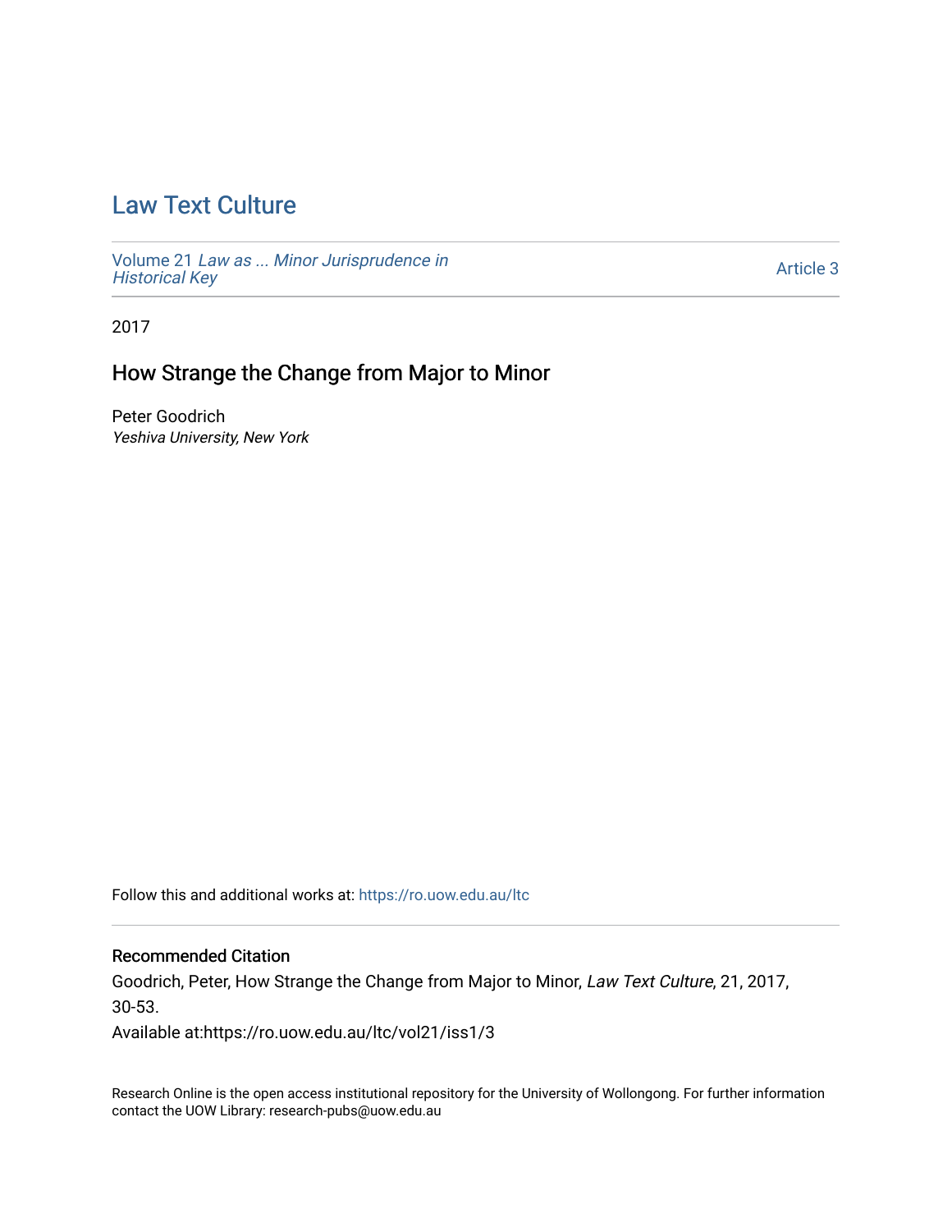# Law Text Culture

Volume 21 *Law as ... Minor Jurisprudence in Historical Key*

Article 3

2017

## How Strange the Change from Major to Minor

Peter Goodrich
*Yeshiva University, New York*

Follow this and additional works at: https://ro.uow.edu.au/ltc

### Recommended Citation

Goodrich, Peter, How Strange the Change from Major to Minor, *Law Text Culture*, 21, 2017, 30-53.

Available at:https://ro.uow.edu.au/ltc/vol21/iss1/3

Research Online is the open access institutional repository for the University of Wollongong. For further information contact the UOW Library: research-pubs@uow.edu.au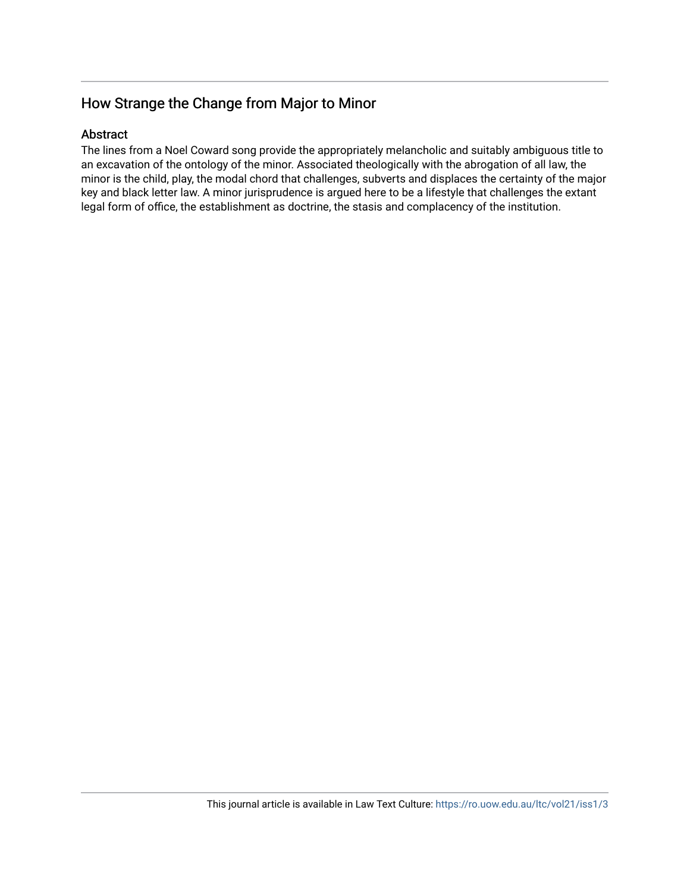## How Strange the Change from Major to Minor

### Abstract

The lines from a Noel Coward song provide the appropriately melancholic and suitably ambiguous title to an excavation of the ontology of the minor. Associated theologically with the abrogation of all law, the minor is the child, play, the modal chord that challenges, subverts and displaces the certainty of the major key and black letter law. A minor jurisprudence is argued here to be a lifestyle that challenges the extant legal form of office, the establishment as doctrine, the stasis and complacency of the institution.

This journal article is available in Law Text Culture: https://ro.uow.edu.au/ltc/vol21/iss1/3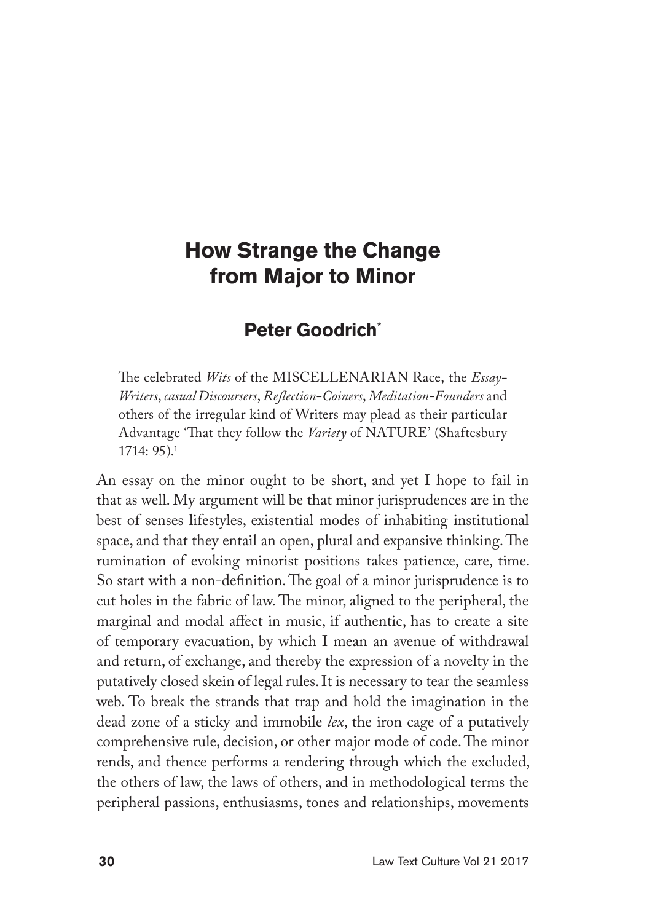# How Strange the Change from Major to Minor

## Peter Goodrich*

> The celebrated *Wits* of the MISCELLENARIAN Race, the *Essay-Writers*, *casual Discoursers*, *Reflection-Coiners*, *Meditation-Founders* and others of the irregular kind of Writers may plead as their particular Advantage 'That they follow the *Variety* of NATURE' (Shaftesbury 1714: 95).[1]

An essay on the minor ought to be short, and yet I hope to fail in that as well. My argument will be that minor jurisprudences are in the best of senses lifestyles, existential modes of inhabiting institutional space, and that they entail an open, plural and expansive thinking. The rumination of evoking minorist positions takes patience, care, time. So start with a non-definition. The goal of a minor jurisprudence is to cut holes in the fabric of law. The minor, aligned to the peripheral, the marginal and modal affect in music, if authentic, has to create a site of temporary evacuation, by which I mean an avenue of withdrawal and return, of exchange, and thereby the expression of a novelty in the putatively closed skein of legal rules. It is necessary to tear the seamless web. To break the strands that trap and hold the imagination in the dead zone of a sticky and immobile *lex*, the iron cage of a putatively comprehensive rule, decision, or other major mode of code. The minor rends, and thence performs a rendering through which the excluded, the others of law, the laws of others, and in methodological terms the peripheral passions, enthusiasms, tones and relationships, movements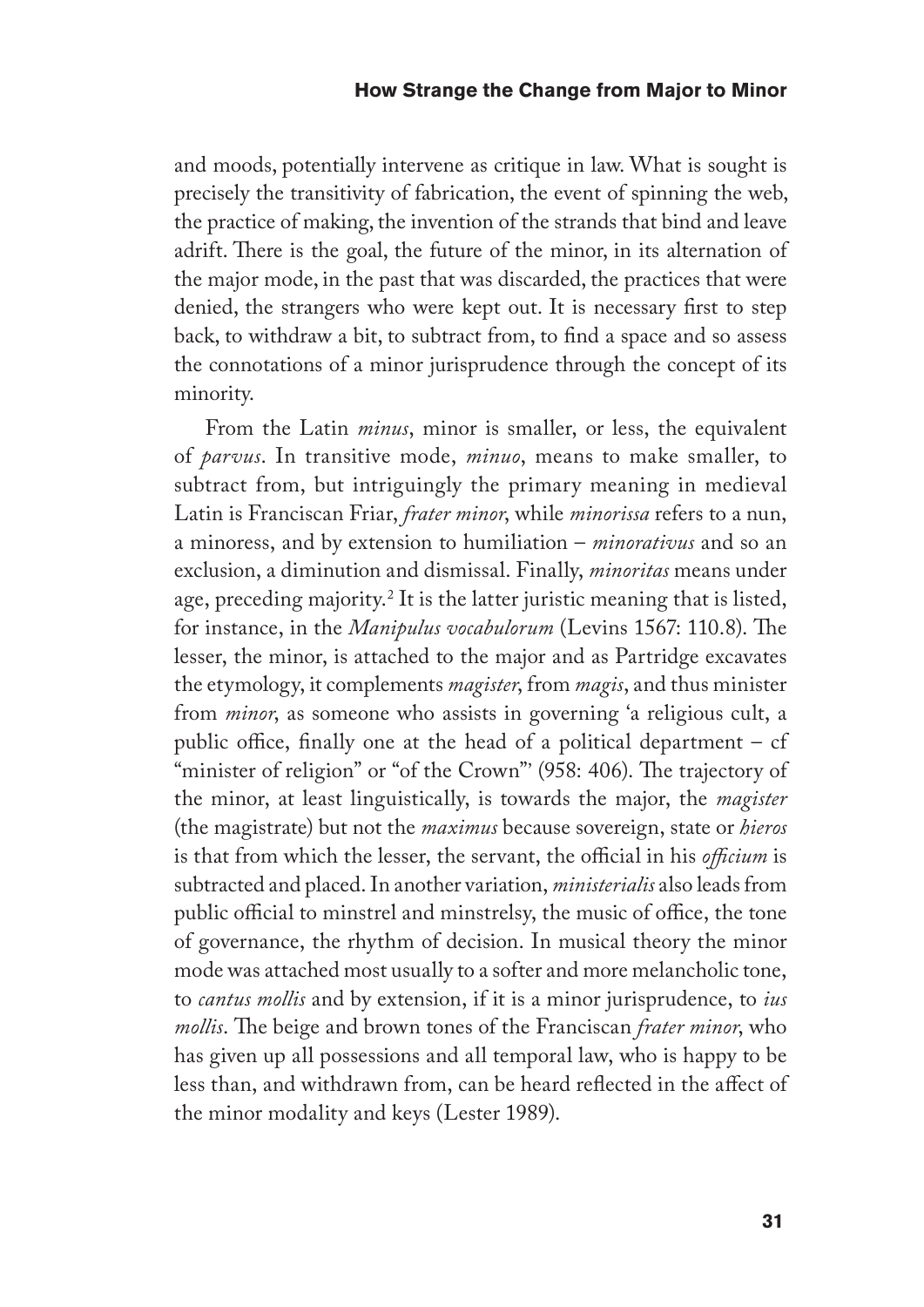and moods, potentially intervene as critique in law. What is sought is precisely the transitivity of fabrication, the event of spinning the web, the practice of making, the invention of the strands that bind and leave adrift. There is the goal, the future of the minor, in its alternation of the major mode, in the past that was discarded, the practices that were denied, the strangers who were kept out. It is necessary first to step back, to withdraw a bit, to subtract from, to find a space and so assess the connotations of a minor jurisprudence through the concept of its minority.

From the Latin *minus*, minor is smaller, or less, the equivalent of *parvus*. In transitive mode, *minuo*, means to make smaller, to subtract from, but intriguingly the primary meaning in medieval Latin is Franciscan Friar, *frater minor*, while *minorissa* refers to a nun, a minoress, and by extension to humiliation – *minorativus* and so an exclusion, a diminution and dismissal. Finally, *minoritas* means under age, preceding majority.[2] It is the latter juristic meaning that is listed, for instance, in the *Manipulus vocabulorum* (Levins 1567: 110.8). The lesser, the minor, is attached to the major and as Partridge excavates the etymology, it complements *magister*, from *magis*, and thus minister from *minor*, as someone who assists in governing 'a religious cult, a public office, finally one at the head of a political department – cf "minister of religion" or "of the Crown"' (958: 406). The trajectory of the minor, at least linguistically, is towards the major, the *magister* (the magistrate) but not the *maximus* because sovereign, state or *hieros* is that from which the lesser, the servant, the official in his *officium* is subtracted and placed. In another variation, *ministerialis* also leads from public official to minstrel and minstrelsy, the music of office, the tone of governance, the rhythm of decision. In musical theory the minor mode was attached most usually to a softer and more melancholic tone, to *cantus mollis* and by extension, if it is a minor jurisprudence, to *ius mollis*. The beige and brown tones of the Franciscan *frater minor*, who has given up all possessions and all temporal law, who is happy to be less than, and withdrawn from, can be heard reflected in the affect of the minor modality and keys (Lester 1989).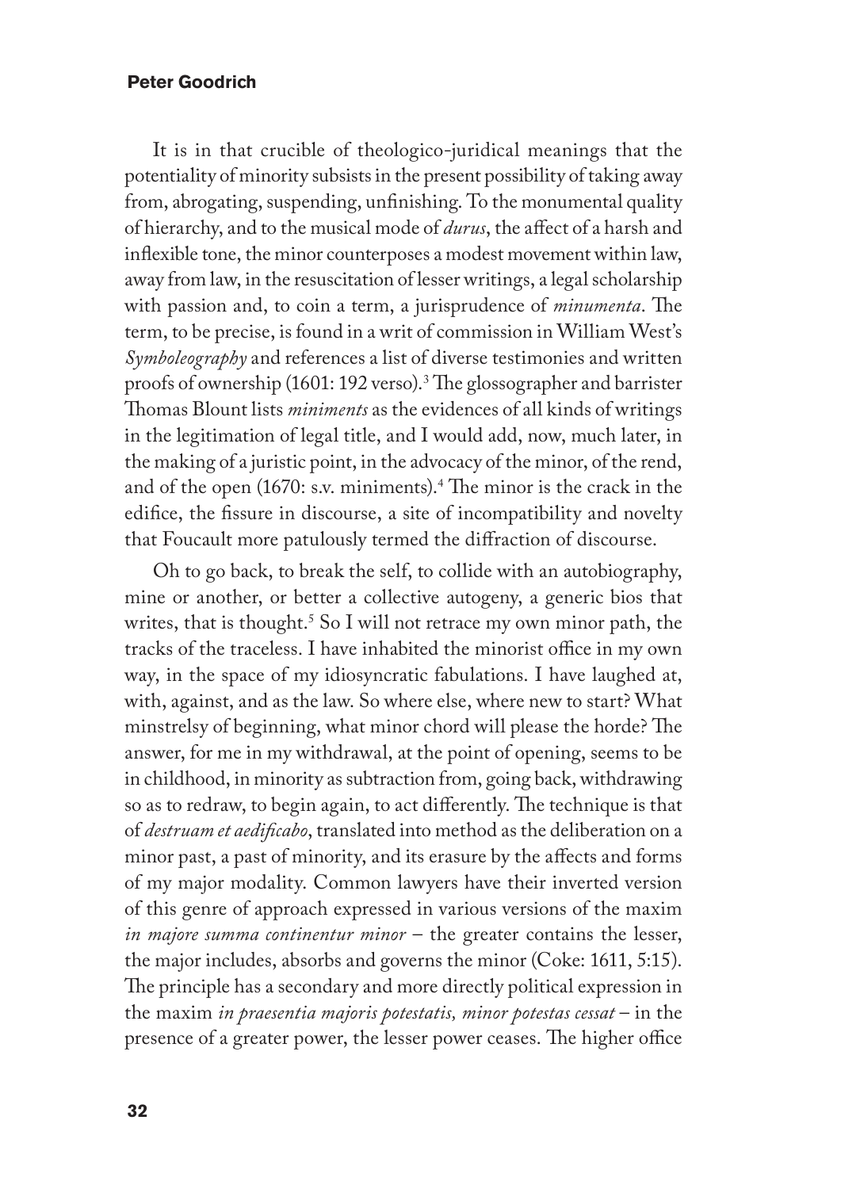It is in that crucible of theologico-juridical meanings that the potentiality of minority subsists in the present possibility of taking away from, abrogating, suspending, unfinishing. To the monumental quality of hierarchy, and to the musical mode of *durus*, the affect of a harsh and inflexible tone, the minor counterposes a modest movement within law, away from law, in the resuscitation of lesser writings, a legal scholarship with passion and, to coin a term, a jurisprudence of *minumenta*. The term, to be precise, is found in a writ of commission in William West's *Symboleography* and references a list of diverse testimonies and written proofs of ownership (1601: 192 verso).[3] The glossographer and barrister Thomas Blount lists *miniments* as the evidences of all kinds of writings in the legitimation of legal title, and I would add, now, much later, in the making of a juristic point, in the advocacy of the minor, of the rend, and of the open (1670: s.v. miniments).[4] The minor is the crack in the edifice, the fissure in discourse, a site of incompatibility and novelty that Foucault more patulously termed the diffraction of discourse.

Oh to go back, to break the self, to collide with an autobiography, mine or another, or better a collective autogeny, a generic bios that writes, that is thought.[5] So I will not retrace my own minor path, the tracks of the traceless. I have inhabited the minorist office in my own way, in the space of my idiosyncratic fabulations. I have laughed at, with, against, and as the law. So where else, where new to start? What minstrelsy of beginning, what minor chord will please the horde? The answer, for me in my withdrawal, at the point of opening, seems to be in childhood, in minority as subtraction from, going back, withdrawing so as to redraw, to begin again, to act differently. The technique is that of *destruam et aedificabo*, translated into method as the deliberation on a minor past, a past of minority, and its erasure by the affects and forms of my major modality. Common lawyers have their inverted version of this genre of approach expressed in various versions of the maxim *in majore summa continentur minor* – the greater contains the lesser, the major includes, absorbs and governs the minor (Coke: 1611, 5:15). The principle has a secondary and more directly political expression in the maxim *in praesentia majoris potestatis, minor potestas cessat* – in the presence of a greater power, the lesser power ceases. The higher office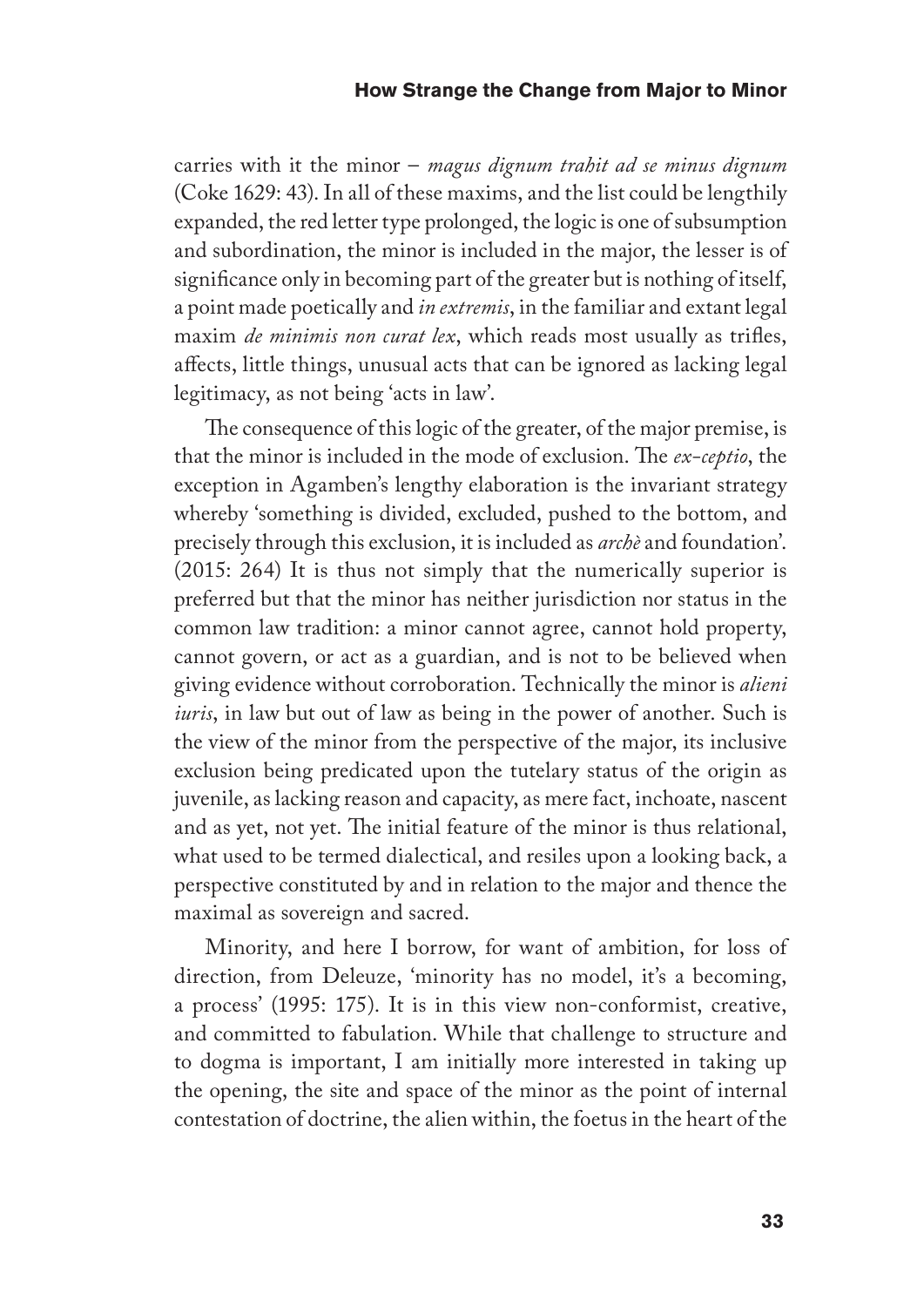carries with it the minor – *magus dignum trahit ad se minus dignum* (Coke 1629: 43). In all of these maxims, and the list could be lengthily expanded, the red letter type prolonged, the logic is one of subsumption and subordination, the minor is included in the major, the lesser is of significance only in becoming part of the greater but is nothing of itself, a point made poetically and *in extremis*, in the familiar and extant legal maxim *de minimis non curat lex*, which reads most usually as trifles, affects, little things, unusual acts that can be ignored as lacking legal legitimacy, as not being 'acts in law'.

The consequence of this logic of the greater, of the major premise, is that the minor is included in the mode of exclusion. The *ex-ceptio*, the exception in Agamben's lengthy elaboration is the invariant strategy whereby 'something is divided, excluded, pushed to the bottom, and precisely through this exclusion, it is included as *archè* and foundation'. (2015: 264) It is thus not simply that the numerically superior is preferred but that the minor has neither jurisdiction nor status in the common law tradition: a minor cannot agree, cannot hold property, cannot govern, or act as a guardian, and is not to be believed when giving evidence without corroboration. Technically the minor is *alieni iuris*, in law but out of law as being in the power of another. Such is the view of the minor from the perspective of the major, its inclusive exclusion being predicated upon the tutelary status of the origin as juvenile, as lacking reason and capacity, as mere fact, inchoate, nascent and as yet, not yet. The initial feature of the minor is thus relational, what used to be termed dialectical, and resiles upon a looking back, a perspective constituted by and in relation to the major and thence the maximal as sovereign and sacred.

Minority, and here I borrow, for want of ambition, for loss of direction, from Deleuze, 'minority has no model, it's a becoming, a process' (1995: 175). It is in this view non-conformist, creative, and committed to fabulation. While that challenge to structure and to dogma is important, I am initially more interested in taking up the opening, the site and space of the minor as the point of internal contestation of doctrine, the alien within, the foetus in the heart of the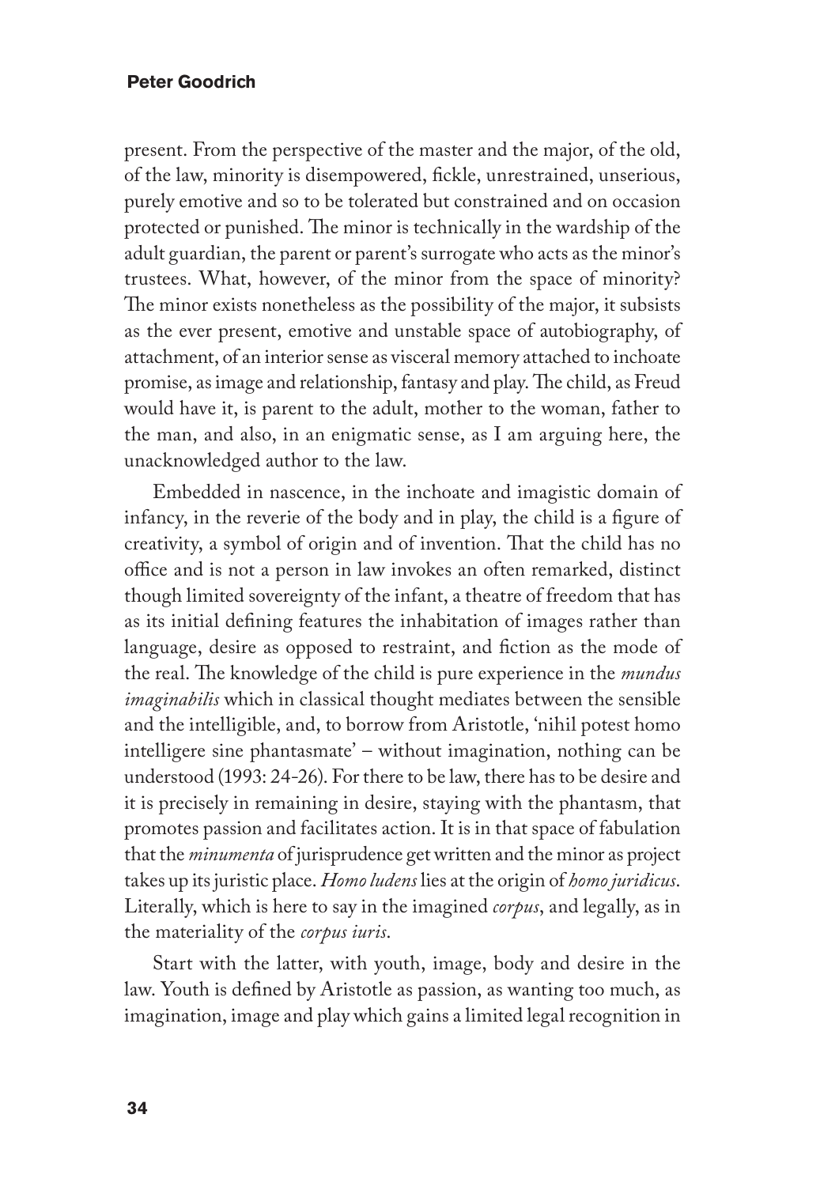present. From the perspective of the master and the major, of the old, of the law, minority is disempowered, fickle, unrestrained, unserious, purely emotive and so to be tolerated but constrained and on occasion protected or punished. The minor is technically in the wardship of the adult guardian, the parent or parent's surrogate who acts as the minor's trustees. What, however, of the minor from the space of minority? The minor exists nonetheless as the possibility of the major, it subsists as the ever present, emotive and unstable space of autobiography, of attachment, of an interior sense as visceral memory attached to inchoate promise, as image and relationship, fantasy and play. The child, as Freud would have it, is parent to the adult, mother to the woman, father to the man, and also, in an enigmatic sense, as I am arguing here, the unacknowledged author to the law.

Embedded in nascence, in the inchoate and imagistic domain of infancy, in the reverie of the body and in play, the child is a figure of creativity, a symbol of origin and of invention. That the child has no office and is not a person in law invokes an often remarked, distinct though limited sovereignty of the infant, a theatre of freedom that has as its initial defining features the inhabitation of images rather than language, desire as opposed to restraint, and fiction as the mode of the real. The knowledge of the child is pure experience in the *mundus imaginabilis* which in classical thought mediates between the sensible and the intelligible, and, to borrow from Aristotle, 'nihil potest homo intelligere sine phantasmate' – without imagination, nothing can be understood (1993: 24-26). For there to be law, there has to be desire and it is precisely in remaining in desire, staying with the phantasm, that promotes passion and facilitates action. It is in that space of fabulation that the *minumenta* of jurisprudence get written and the minor as project takes up its juristic place. *Homo ludens* lies at the origin of *homo juridicus*. Literally, which is here to say in the imagined *corpus*, and legally, as in the materiality of the *corpus iuris*.

Start with the latter, with youth, image, body and desire in the law. Youth is defined by Aristotle as passion, as wanting too much, as imagination, image and play which gains a limited legal recognition in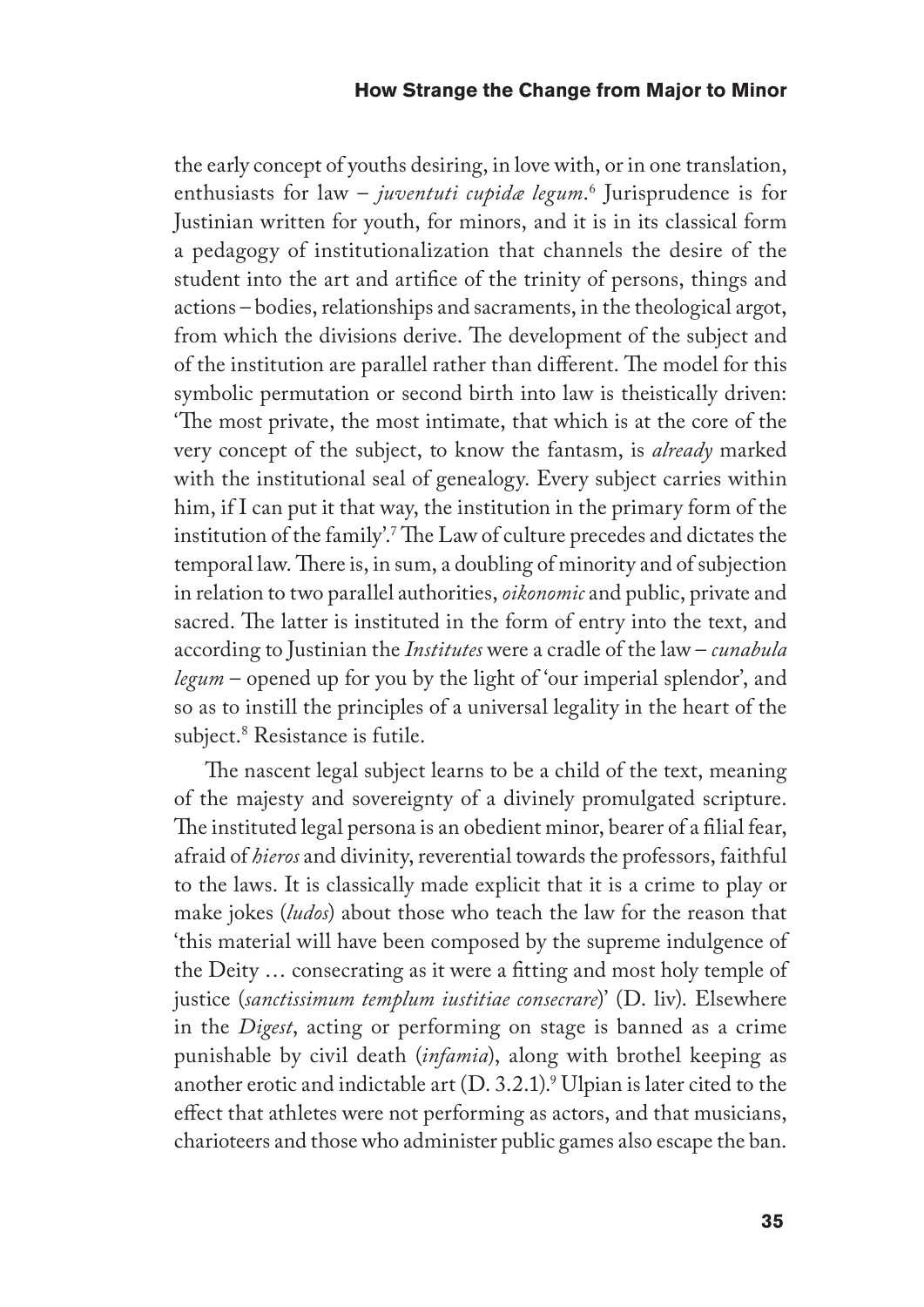the early concept of youths desiring, in love with, or in one translation, enthusiasts for law – *juventuti cupidæ legum*.[6] Jurisprudence is for Justinian written for youth, for minors, and it is in its classical form a pedagogy of institutionalization that channels the desire of the student into the art and artifice of the trinity of persons, things and actions – bodies, relationships and sacraments, in the theological argot, from which the divisions derive. The development of the subject and of the institution are parallel rather than different. The model for this symbolic permutation or second birth into law is theistically driven: 'The most private, the most intimate, that which is at the core of the very concept of the subject, to know the fantasm, is *already* marked with the institutional seal of genealogy. Every subject carries within him, if I can put it that way, the institution in the primary form of the institution of the family'.[7] The Law of culture precedes and dictates the temporal law. There is, in sum, a doubling of minority and of subjection in relation to two parallel authorities, *oikonomic* and public, private and sacred. The latter is instituted in the form of entry into the text, and according to Justinian the *Institutes* were a cradle of the law – *cunabula legum* – opened up for you by the light of 'our imperial splendor', and so as to instill the principles of a universal legality in the heart of the subject.[8] Resistance is futile.

The nascent legal subject learns to be a child of the text, meaning of the majesty and sovereignty of a divinely promulgated scripture. The instituted legal persona is an obedient minor, bearer of a filial fear, afraid of *hieros* and divinity, reverential towards the professors, faithful to the laws. It is classically made explicit that it is a crime to play or make jokes (*ludos*) about those who teach the law for the reason that 'this material will have been composed by the supreme indulgence of the Deity … consecrating as it were a fitting and most holy temple of justice (*sanctissimum templum iustitiae consecrare*)' (D. liv). Elsewhere in the *Digest*, acting or performing on stage is banned as a crime punishable by civil death (*infamia*), along with brothel keeping as another erotic and indictable art (D. 3.2.1).[9] Ulpian is later cited to the effect that athletes were not performing as actors, and that musicians, charioteers and those who administer public games also escape the ban.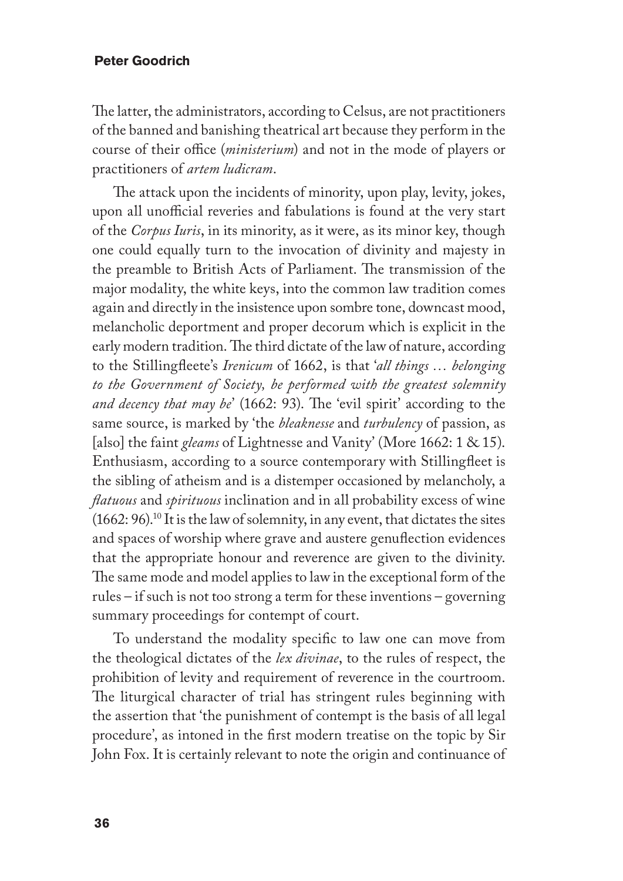The latter, the administrators, according to Celsus, are not practitioners of the banned and banishing theatrical art because they perform in the course of their office (*ministerium*) and not in the mode of players or practitioners of *artem ludicram*.

The attack upon the incidents of minority, upon play, levity, jokes, upon all unofficial reveries and fabulations is found at the very start of the *Corpus Iuris*, in its minority, as it were, as its minor key, though one could equally turn to the invocation of divinity and majesty in the preamble to British Acts of Parliament. The transmission of the major modality, the white keys, into the common law tradition comes again and directly in the insistence upon sombre tone, downcast mood, melancholic deportment and proper decorum which is explicit in the early modern tradition. The third dictate of the law of nature, according to the Stillingfleete's *Irenicum* of 1662, is that '*all things … belonging to the Government of Society, be performed with the greatest solemnity and decency that may be*' (1662: 93). The 'evil spirit' according to the same source, is marked by 'the *bleaknesse* and *turbulency* of passion, as [also] the faint *gleams* of Lightnesse and Vanity' (More 1662: 1 & 15). Enthusiasm, according to a source contemporary with Stillingfleet is the sibling of atheism and is a distemper occasioned by melancholy, a *flatuous* and *spirituous* inclination and in all probability excess of wine (1662: 96).[10] It is the law of solemnity, in any event, that dictates the sites and spaces of worship where grave and austere genuflection evidences that the appropriate honour and reverence are given to the divinity. The same mode and model applies to law in the exceptional form of the rules – if such is not too strong a term for these inventions – governing summary proceedings for contempt of court.

To understand the modality specific to law one can move from the theological dictates of the *lex divinae*, to the rules of respect, the prohibition of levity and requirement of reverence in the courtroom. The liturgical character of trial has stringent rules beginning with the assertion that 'the punishment of contempt is the basis of all legal procedure', as intoned in the first modern treatise on the topic by Sir John Fox. It is certainly relevant to note the origin and continuance of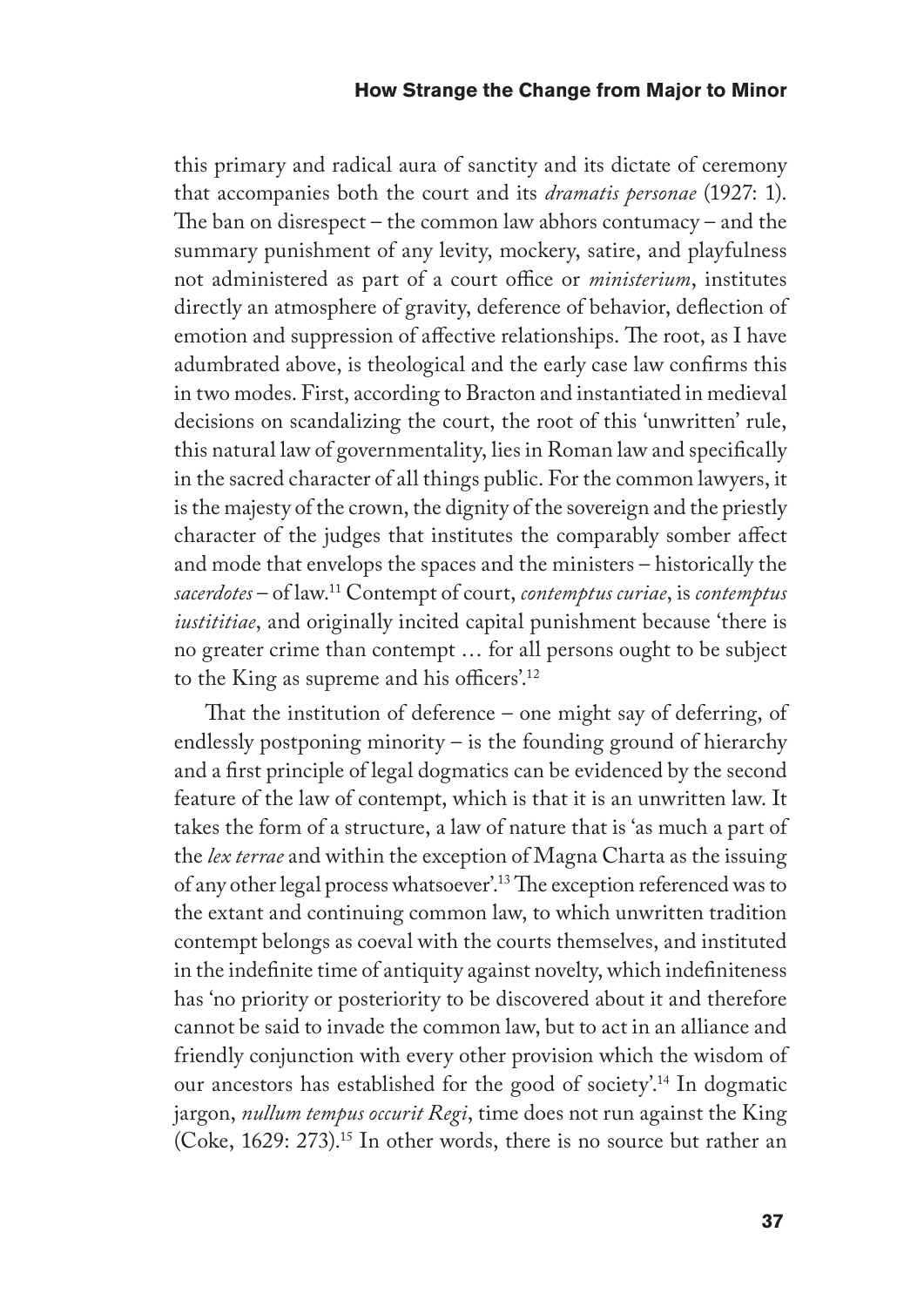this primary and radical aura of sanctity and its dictate of ceremony that accompanies both the court and its *dramatis personae* (1927: 1). The ban on disrespect – the common law abhors contumacy – and the summary punishment of any levity, mockery, satire, and playfulness not administered as part of a court office or *ministerium*, institutes directly an atmosphere of gravity, deference of behavior, deflection of emotion and suppression of affective relationships. The root, as I have adumbrated above, is theological and the early case law confirms this in two modes. First, according to Bracton and instantiated in medieval decisions on scandalizing the court, the root of this 'unwritten' rule, this natural law of governmentality, lies in Roman law and specifically in the sacred character of all things public. For the common lawyers, it is the majesty of the crown, the dignity of the sovereign and the priestly character of the judges that institutes the comparably somber affect and mode that envelops the spaces and the ministers – historically the *sacerdotes* – of law.[11] Contempt of court, *contemptus curiae*, is *contemptus iustititiae*, and originally incited capital punishment because 'there is no greater crime than contempt … for all persons ought to be subject to the King as supreme and his officers'.[12]

That the institution of deference – one might say of deferring, of endlessly postponing minority – is the founding ground of hierarchy and a first principle of legal dogmatics can be evidenced by the second feature of the law of contempt, which is that it is an unwritten law. It takes the form of a structure, a law of nature that is 'as much a part of the *lex terrae* and within the exception of Magna Charta as the issuing of any other legal process whatsoever'.[13] The exception referenced was to the extant and continuing common law, to which unwritten tradition contempt belongs as coeval with the courts themselves, and instituted in the indefinite time of antiquity against novelty, which indefiniteness has 'no priority or posteriority to be discovered about it and therefore cannot be said to invade the common law, but to act in an alliance and friendly conjunction with every other provision which the wisdom of our ancestors has established for the good of society'.[14] In dogmatic jargon, *nullum tempus occurit Regi*, time does not run against the King (Coke, 1629: 273).[15] In other words, there is no source but rather an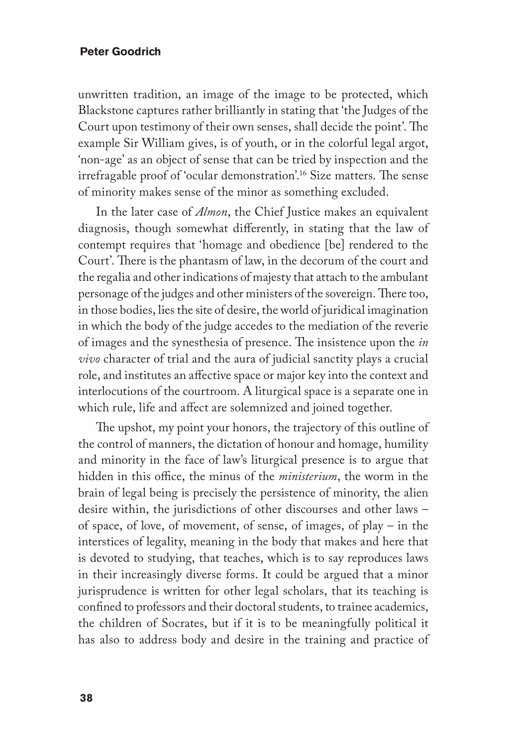unwritten tradition, an image of the image to be protected, which Blackstone captures rather brilliantly in stating that 'the Judges of the Court upon testimony of their own senses, shall decide the point'. The example Sir William gives, is of youth, or in the colorful legal argot, 'non-age' as an object of sense that can be tried by inspection and the irrefragable proof of 'ocular demonstration'.[16] Size matters. The sense of minority makes sense of the minor as something excluded.

In the later case of *Almon*, the Chief Justice makes an equivalent diagnosis, though somewhat differently, in stating that the law of contempt requires that 'homage and obedience [be] rendered to the Court'. There is the phantasm of law, in the decorum of the court and the regalia and other indications of majesty that attach to the ambulant personage of the judges and other ministers of the sovereign. There too, in those bodies, lies the site of desire, the world of juridical imagination in which the body of the judge accedes to the mediation of the reverie of images and the synesthesia of presence. The insistence upon the *in vivo* character of trial and the aura of judicial sanctity plays a crucial role, and institutes an affective space or major key into the context and interlocutions of the courtroom. A liturgical space is a separate one in which rule, life and affect are solemnized and joined together.

The upshot, my point your honors, the trajectory of this outline of the control of manners, the dictation of honour and homage, humility and minority in the face of law's liturgical presence is to argue that hidden in this office, the minus of the *ministerium*, the worm in the brain of legal being is precisely the persistence of minority, the alien desire within, the jurisdictions of other discourses and other laws – of space, of love, of movement, of sense, of images, of play – in the interstices of legality, meaning in the body that makes and here that is devoted to studying, that teaches, which is to say reproduces laws in their increasingly diverse forms. It could be argued that a minor jurisprudence is written for other legal scholars, that its teaching is confined to professors and their doctoral students, to trainee academics, the children of Socrates, but if it is to be meaningfully political it has also to address body and desire in the training and practice of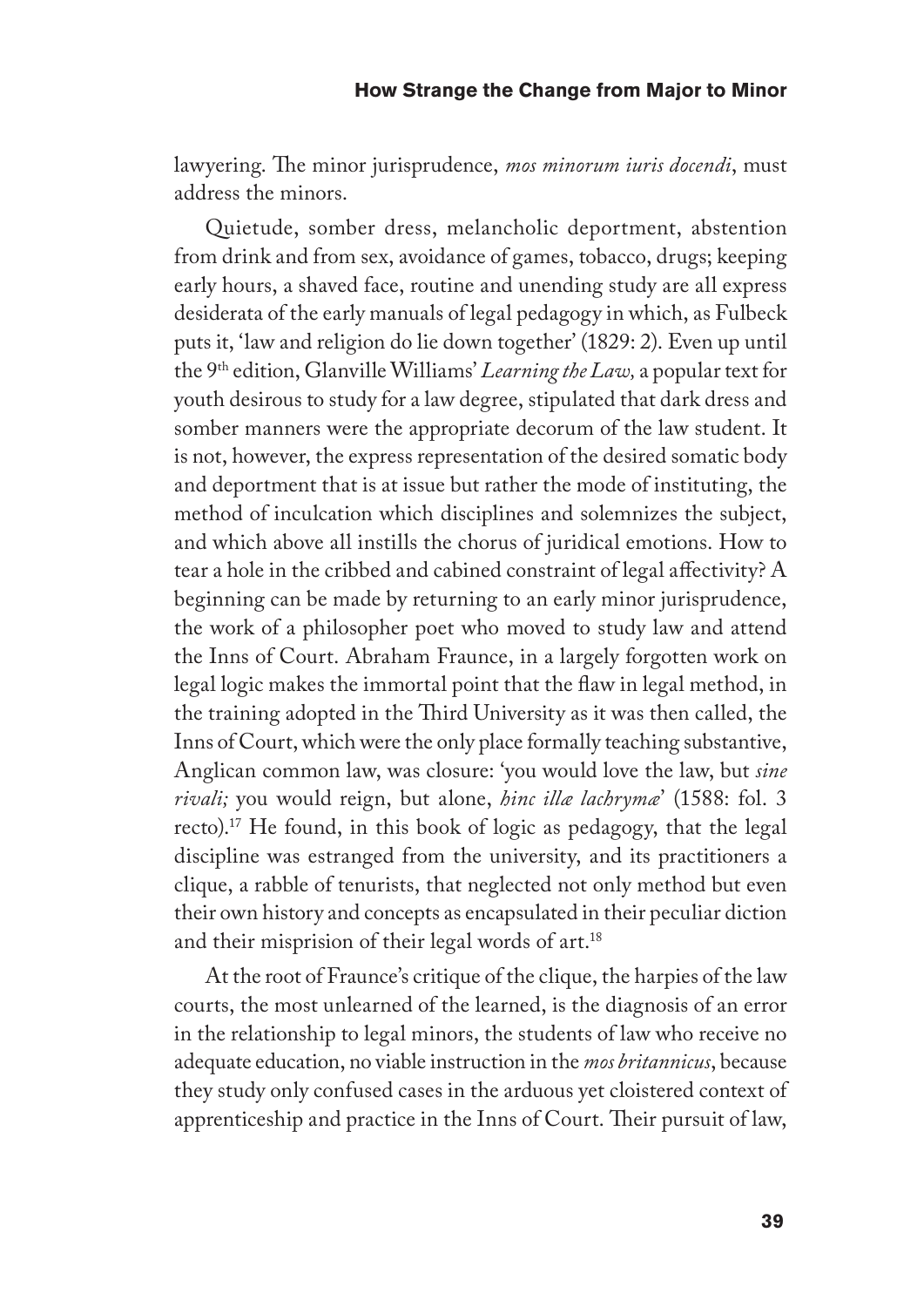lawyering. The minor jurisprudence, *mos minorum iuris docendi*, must address the minors.

Quietude, somber dress, melancholic deportment, abstention from drink and from sex, avoidance of games, tobacco, drugs; keeping early hours, a shaved face, routine and unending study are all express desiderata of the early manuals of legal pedagogy in which, as Fulbeck puts it, 'law and religion do lie down together' (1829: 2). Even up until the 9th edition, Glanville Williams' *Learning the Law,* a popular text for youth desirous to study for a law degree, stipulated that dark dress and somber manners were the appropriate decorum of the law student. It is not, however, the express representation of the desired somatic body and deportment that is at issue but rather the mode of instituting, the method of inculcation which disciplines and solemnizes the subject, and which above all instills the chorus of juridical emotions. How to tear a hole in the cribbed and cabined constraint of legal affectivity? A beginning can be made by returning to an early minor jurisprudence, the work of a philosopher poet who moved to study law and attend the Inns of Court. Abraham Fraunce, in a largely forgotten work on legal logic makes the immortal point that the flaw in legal method, in the training adopted in the Third University as it was then called, the Inns of Court, which were the only place formally teaching substantive, Anglican common law, was closure: 'you would love the law, but *sine rivali;* you would reign, but alone, *hinc illæ lachrymæ*' (1588: fol. 3 recto).[17] He found, in this book of logic as pedagogy, that the legal discipline was estranged from the university, and its practitioners a clique, a rabble of tenurists, that neglected not only method but even their own history and concepts as encapsulated in their peculiar diction and their misprision of their legal words of art.[18]

At the root of Fraunce's critique of the clique, the harpies of the law courts, the most unlearned of the learned, is the diagnosis of an error in the relationship to legal minors, the students of law who receive no adequate education, no viable instruction in the *mos britannicus*, because they study only confused cases in the arduous yet cloistered context of apprenticeship and practice in the Inns of Court. Their pursuit of law,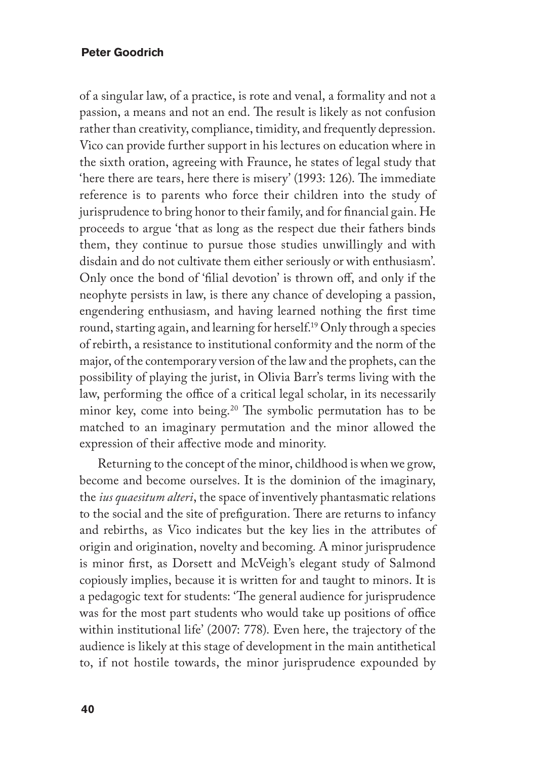of a singular law, of a practice, is rote and venal, a formality and not a passion, a means and not an end. The result is likely as not confusion rather than creativity, compliance, timidity, and frequently depression. Vico can provide further support in his lectures on education where in the sixth oration, agreeing with Fraunce, he states of legal study that 'here there are tears, here there is misery' (1993: 126). The immediate reference is to parents who force their children into the study of jurisprudence to bring honor to their family, and for financial gain. He proceeds to argue 'that as long as the respect due their fathers binds them, they continue to pursue those studies unwillingly and with disdain and do not cultivate them either seriously or with enthusiasm'. Only once the bond of 'filial devotion' is thrown off, and only if the neophyte persists in law, is there any chance of developing a passion, engendering enthusiasm, and having learned nothing the first time round, starting again, and learning for herself.[19] Only through a species of rebirth, a resistance to institutional conformity and the norm of the major, of the contemporary version of the law and the prophets, can the possibility of playing the jurist, in Olivia Barr's terms living with the law, performing the office of a critical legal scholar, in its necessarily minor key, come into being.[20] The symbolic permutation has to be matched to an imaginary permutation and the minor allowed the expression of their affective mode and minority.

Returning to the concept of the minor, childhood is when we grow, become and become ourselves. It is the dominion of the imaginary, the *ius quaesitum alteri*, the space of inventively phantasmatic relations to the social and the site of prefiguration. There are returns to infancy and rebirths, as Vico indicates but the key lies in the attributes of origin and origination, novelty and becoming. A minor jurisprudence is minor first, as Dorsett and McVeigh's elegant study of Salmond copiously implies, because it is written for and taught to minors. It is a pedagogic text for students: 'The general audience for jurisprudence was for the most part students who would take up positions of office within institutional life' (2007: 778). Even here, the trajectory of the audience is likely at this stage of development in the main antithetical to, if not hostile towards, the minor jurisprudence expounded by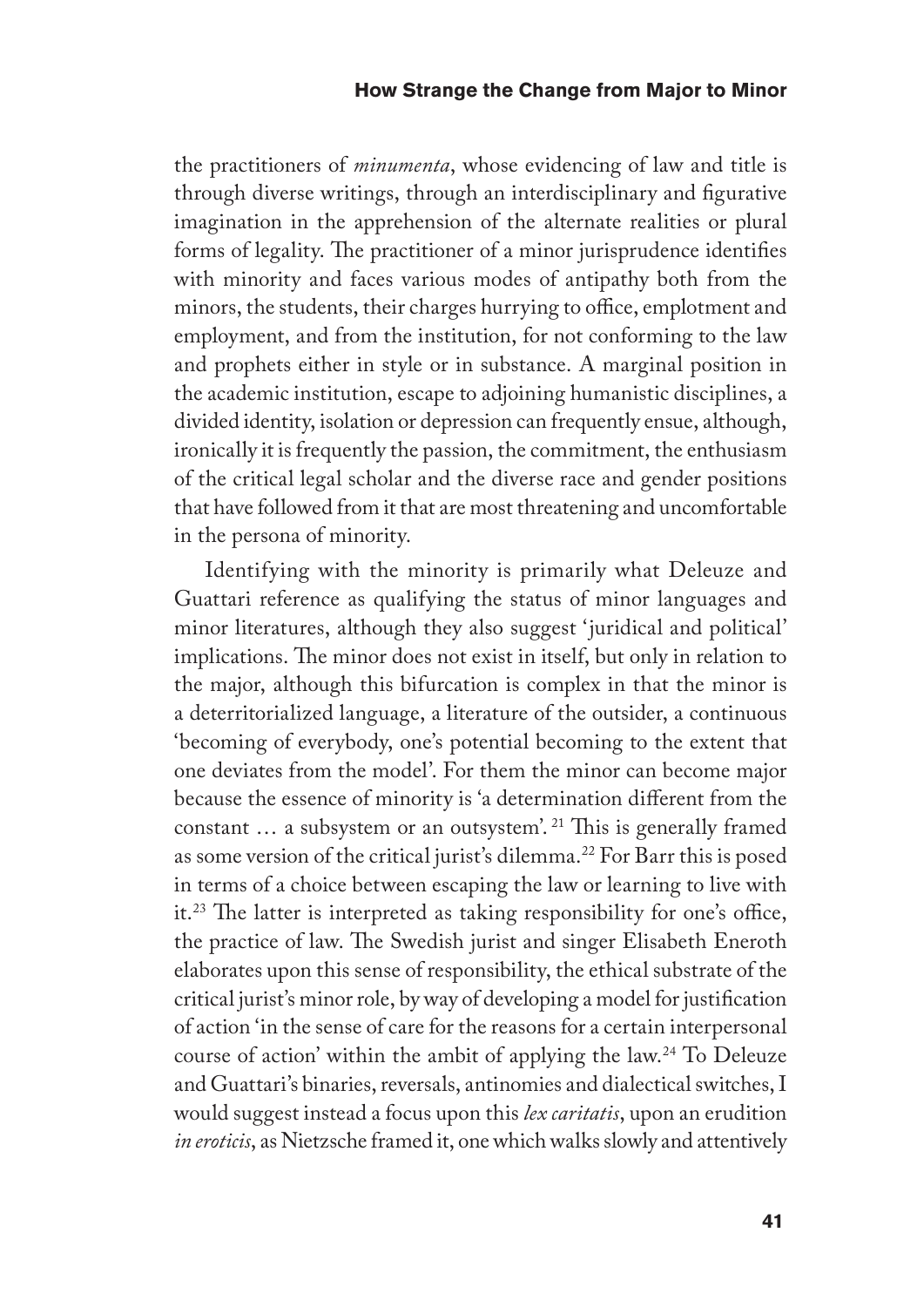the practitioners of *minumenta*, whose evidencing of law and title is through diverse writings, through an interdisciplinary and figurative imagination in the apprehension of the alternate realities or plural forms of legality. The practitioner of a minor jurisprudence identifies with minority and faces various modes of antipathy both from the minors, the students, their charges hurrying to office, emplotment and employment, and from the institution, for not conforming to the law and prophets either in style or in substance. A marginal position in the academic institution, escape to adjoining humanistic disciplines, a divided identity, isolation or depression can frequently ensue, although, ironically it is frequently the passion, the commitment, the enthusiasm of the critical legal scholar and the diverse race and gender positions that have followed from it that are most threatening and uncomfortable in the persona of minority.

Identifying with the minority is primarily what Deleuze and Guattari reference as qualifying the status of minor languages and minor literatures, although they also suggest 'juridical and political' implications. The minor does not exist in itself, but only in relation to the major, although this bifurcation is complex in that the minor is a deterritorialized language, a literature of the outsider, a continuous 'becoming of everybody, one's potential becoming to the extent that one deviates from the model'. For them the minor can become major because the essence of minority is 'a determination different from the constant … a subsystem or an outsystem'.[21] This is generally framed as some version of the critical jurist's dilemma.[22] For Barr this is posed in terms of a choice between escaping the law or learning to live with it.[23] The latter is interpreted as taking responsibility for one's office, the practice of law. The Swedish jurist and singer Elisabeth Eneroth elaborates upon this sense of responsibility, the ethical substrate of the critical jurist's minor role, by way of developing a model for justification of action 'in the sense of care for the reasons for a certain interpersonal course of action' within the ambit of applying the law.[24] To Deleuze and Guattari's binaries, reversals, antinomies and dialectical switches, I would suggest instead a focus upon this *lex caritatis*, upon an erudition *in eroticis*, as Nietzsche framed it, one which walks slowly and attentively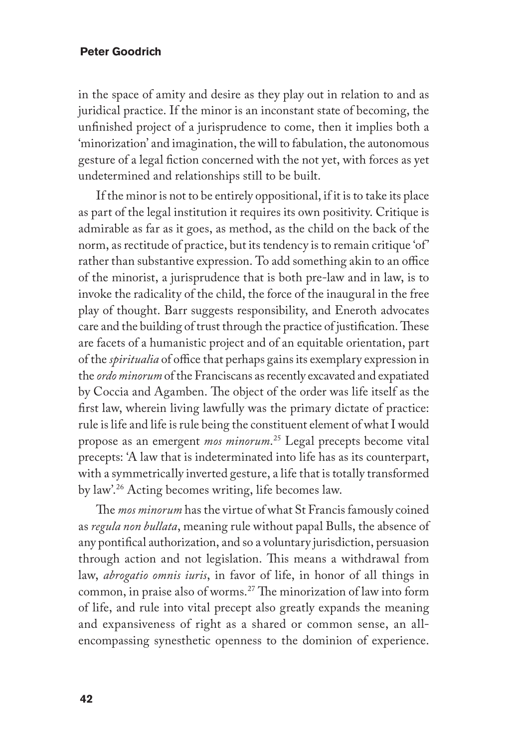in the space of amity and desire as they play out in relation to and as juridical practice. If the minor is an inconstant state of becoming, the unfinished project of a jurisprudence to come, then it implies both a 'minorization' and imagination, the will to fabulation, the autonomous gesture of a legal fiction concerned with the not yet, with forces as yet undetermined and relationships still to be built.

If the minor is not to be entirely oppositional, if it is to take its place as part of the legal institution it requires its own positivity. Critique is admirable as far as it goes, as method, as the child on the back of the norm, as rectitude of practice, but its tendency is to remain critique 'of' rather than substantive expression. To add something akin to an office of the minorist, a jurisprudence that is both pre-law and in law, is to invoke the radicality of the child, the force of the inaugural in the free play of thought. Barr suggests responsibility, and Eneroth advocates care and the building of trust through the practice of justification. These are facets of a humanistic project and of an equitable orientation, part of the *spiritualia* of office that perhaps gains its exemplary expression in the *ordo minorum* of the Franciscans as recently excavated and expatiated by Coccia and Agamben. The object of the order was life itself as the first law, wherein living lawfully was the primary dictate of practice: rule is life and life is rule being the constituent element of what I would propose as an emergent *mos minorum*.[25] Legal precepts become vital precepts: 'A law that is indeterminated into life has as its counterpart, with a symmetrically inverted gesture, a life that is totally transformed by law'.[26] Acting becomes writing, life becomes law.

The *mos minorum* has the virtue of what St Francis famously coined as *regula non bullata*, meaning rule without papal Bulls, the absence of any pontifical authorization, and so a voluntary jurisdiction, persuasion through action and not legislation. This means a withdrawal from law, *abrogatio omnis iuris*, in favor of life, in honor of all things in common, in praise also of worms.[27] The minorization of law into form of life, and rule into vital precept also greatly expands the meaning and expansiveness of right as a shared or common sense, an all-encompassing synesthetic openness to the dominion of experience.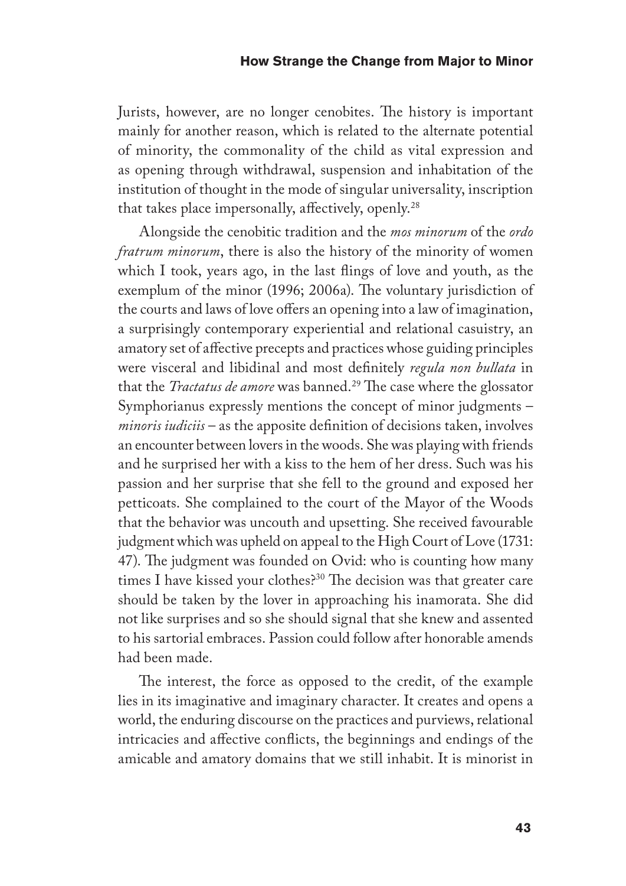Jurists, however, are no longer cenobites. The history is important mainly for another reason, which is related to the alternate potential of minority, the commonality of the child as vital expression and as opening through withdrawal, suspension and inhabitation of the institution of thought in the mode of singular universality, inscription that takes place impersonally, affectively, openly.[28]

Alongside the cenobitic tradition and the *mos minorum* of the *ordo fratrum minorum*, there is also the history of the minority of women which I took, years ago, in the last flings of love and youth, as the exemplum of the minor (1996; 2006a). The voluntary jurisdiction of the courts and laws of love offers an opening into a law of imagination, a surprisingly contemporary experiential and relational casuistry, an amatory set of affective precepts and practices whose guiding principles were visceral and libidinal and most definitely *regula non bullata* in that the *Tractatus de amore* was banned.[29] The case where the glossator Symphorianus expressly mentions the concept of minor judgments – *minoris iudiciis* – as the apposite definition of decisions taken, involves an encounter between lovers in the woods. She was playing with friends and he surprised her with a kiss to the hem of her dress. Such was his passion and her surprise that she fell to the ground and exposed her petticoats. She complained to the court of the Mayor of the Woods that the behavior was uncouth and upsetting. She received favourable judgment which was upheld on appeal to the High Court of Love (1731: 47). The judgment was founded on Ovid: who is counting how many times I have kissed your clothes?[30] The decision was that greater care should be taken by the lover in approaching his inamorata. She did not like surprises and so she should signal that she knew and assented to his sartorial embraces. Passion could follow after honorable amends had been made.

The interest, the force as opposed to the credit, of the example lies in its imaginative and imaginary character. It creates and opens a world, the enduring discourse on the practices and purviews, relational intricacies and affective conflicts, the beginnings and endings of the amicable and amatory domains that we still inhabit. It is minorist in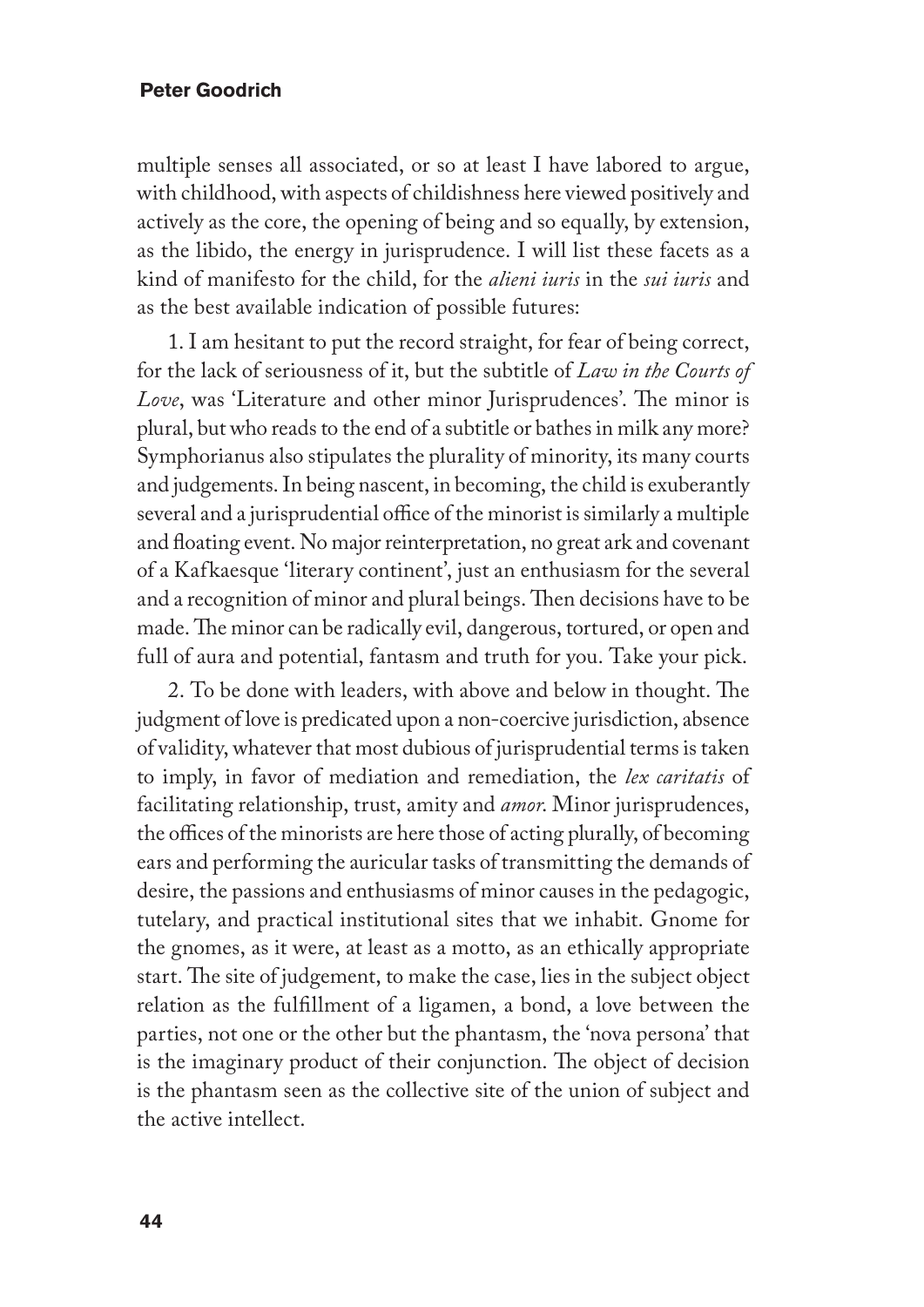multiple senses all associated, or so at least I have labored to argue, with childhood, with aspects of childishness here viewed positively and actively as the core, the opening of being and so equally, by extension, as the libido, the energy in jurisprudence. I will list these facets as a kind of manifesto for the child, for the *alieni iuris* in the *sui iuris* and as the best available indication of possible futures:

1. I am hesitant to put the record straight, for fear of being correct, for the lack of seriousness of it, but the subtitle of *Law in the Courts of Love*, was 'Literature and other minor Jurisprudences'. The minor is plural, but who reads to the end of a subtitle or bathes in milk any more? Symphorianus also stipulates the plurality of minority, its many courts and judgements. In being nascent, in becoming, the child is exuberantly several and a jurisprudential office of the minorist is similarly a multiple and floating event. No major reinterpretation, no great ark and covenant of a Kafkaesque 'literary continent', just an enthusiasm for the several and a recognition of minor and plural beings. Then decisions have to be made. The minor can be radically evil, dangerous, tortured, or open and full of aura and potential, fantasm and truth for you. Take your pick.

2. To be done with leaders, with above and below in thought. The judgment of love is predicated upon a non-coercive jurisdiction, absence of validity, whatever that most dubious of jurisprudential terms is taken to imply, in favor of mediation and remediation, the *lex caritatis* of facilitating relationship, trust, amity and *amor*. Minor jurisprudences, the offices of the minorists are here those of acting plurally, of becoming ears and performing the auricular tasks of transmitting the demands of desire, the passions and enthusiasms of minor causes in the pedagogic, tutelary, and practical institutional sites that we inhabit. Gnome for the gnomes, as it were, at least as a motto, as an ethically appropriate start. The site of judgement, to make the case, lies in the subject object relation as the fulfillment of a ligamen, a bond, a love between the parties, not one or the other but the phantasm, the 'nova persona' that is the imaginary product of their conjunction. The object of decision is the phantasm seen as the collective site of the union of subject and the active intellect.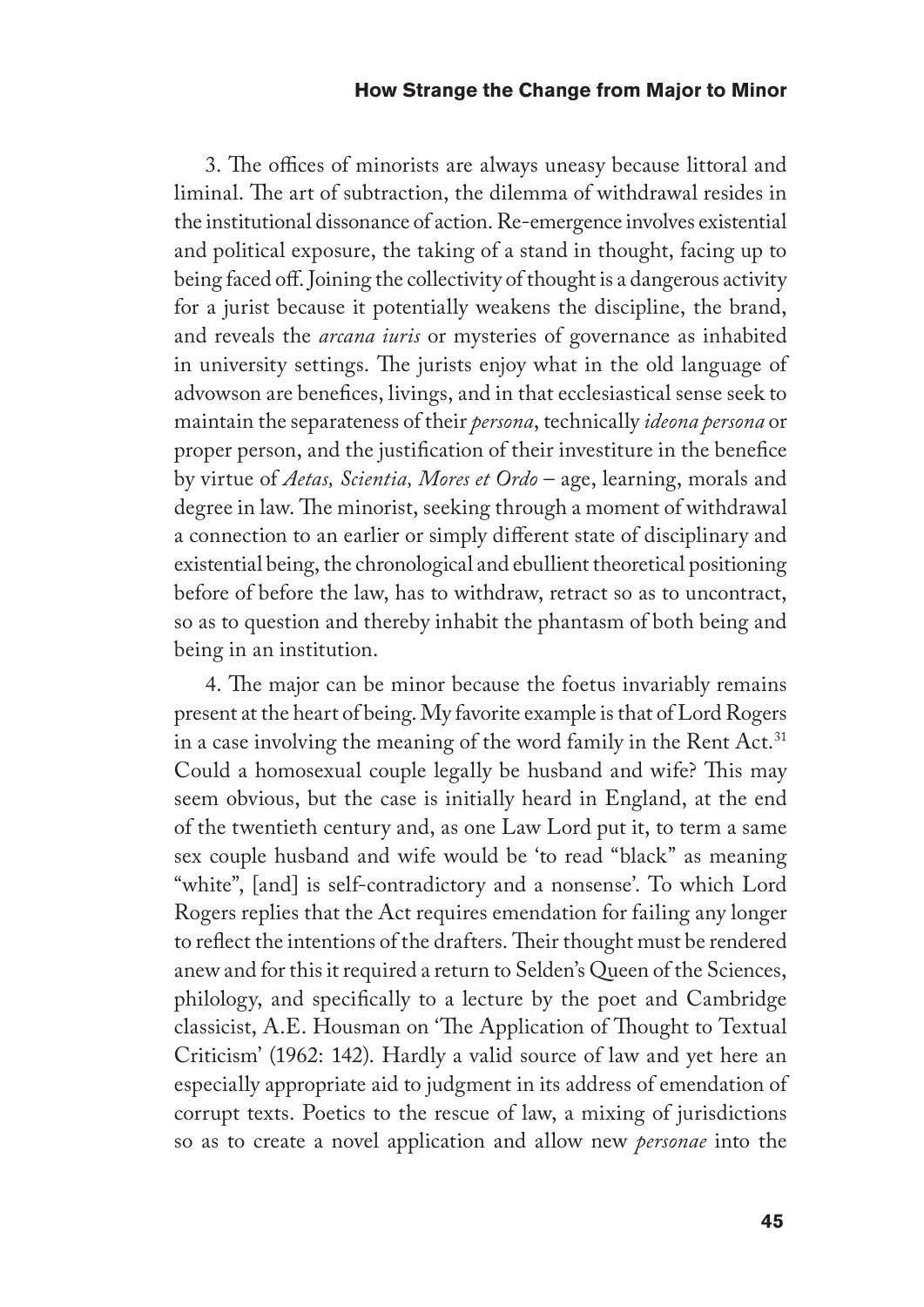3. The offices of minorists are always uneasy because littoral and liminal. The art of subtraction, the dilemma of withdrawal resides in the institutional dissonance of action. Re-emergence involves existential and political exposure, the taking of a stand in thought, facing up to being faced off. Joining the collectivity of thought is a dangerous activity for a jurist because it potentially weakens the discipline, the brand, and reveals the *arcana iuris* or mysteries of governance as inhabited in university settings. The jurists enjoy what in the old language of advowson are benefices, livings, and in that ecclesiastical sense seek to maintain the separateness of their *persona*, technically *ideona persona* or proper person, and the justification of their investiture in the benefice by virtue of *Aetas, Scientia, Mores et Ordo* – age, learning, morals and degree in law. The minorist, seeking through a moment of withdrawal a connection to an earlier or simply different state of disciplinary and existential being, the chronological and ebullient theoretical positioning before of before the law, has to withdraw, retract so as to uncontract, so as to question and thereby inhabit the phantasm of both being and being in an institution.

4. The major can be minor because the foetus invariably remains present at the heart of being. My favorite example is that of Lord Rogers in a case involving the meaning of the word family in the Rent Act.[31] Could a homosexual couple legally be husband and wife? This may seem obvious, but the case is initially heard in England, at the end of the twentieth century and, as one Law Lord put it, to term a same sex couple husband and wife would be 'to read "black" as meaning "white", [and] is self-contradictory and a nonsense'. To which Lord Rogers replies that the Act requires emendation for failing any longer to reflect the intentions of the drafters. Their thought must be rendered anew and for this it required a return to Selden's Queen of the Sciences, philology, and specifically to a lecture by the poet and Cambridge classicist, A.E. Housman on 'The Application of Thought to Textual Criticism' (1962: 142). Hardly a valid source of law and yet here an especially appropriate aid to judgment in its address of emendation of corrupt texts. Poetics to the rescue of law, a mixing of jurisdictions so as to create a novel application and allow new *personae* into the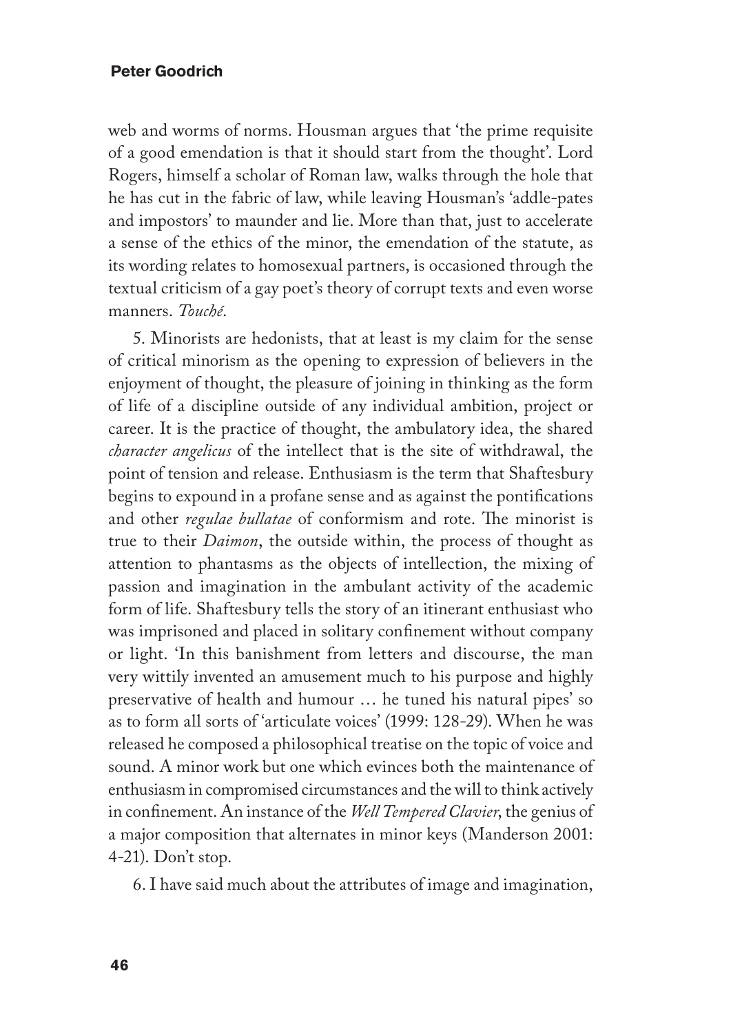web and worms of norms. Housman argues that 'the prime requisite of a good emendation is that it should start from the thought'. Lord Rogers, himself a scholar of Roman law, walks through the hole that he has cut in the fabric of law, while leaving Housman's 'addle-pates and impostors' to maunder and lie. More than that, just to accelerate a sense of the ethics of the minor, the emendation of the statute, as its wording relates to homosexual partners, is occasioned through the textual criticism of a gay poet's theory of corrupt texts and even worse manners. *Touché*.

5. Minorists are hedonists, that at least is my claim for the sense of critical minorism as the opening to expression of believers in the enjoyment of thought, the pleasure of joining in thinking as the form of life of a discipline outside of any individual ambition, project or career. It is the practice of thought, the ambulatory idea, the shared *character angelicus* of the intellect that is the site of withdrawal, the point of tension and release. Enthusiasm is the term that Shaftesbury begins to expound in a profane sense and as against the pontifications and other *regulae bullatae* of conformism and rote. The minorist is true to their *Daimon*, the outside within, the process of thought as attention to phantasms as the objects of intellection, the mixing of passion and imagination in the ambulant activity of the academic form of life. Shaftesbury tells the story of an itinerant enthusiast who was imprisoned and placed in solitary confinement without company or light. 'In this banishment from letters and discourse, the man very wittily invented an amusement much to his purpose and highly preservative of health and humour … he tuned his natural pipes' so as to form all sorts of 'articulate voices' (1999: 128-29). When he was released he composed a philosophical treatise on the topic of voice and sound. A minor work but one which evinces both the maintenance of enthusiasm in compromised circumstances and the will to think actively in confinement. An instance of the *Well Tempered Clavier*, the genius of a major composition that alternates in minor keys (Manderson 2001: 4-21). Don't stop.

6. I have said much about the attributes of image and imagination,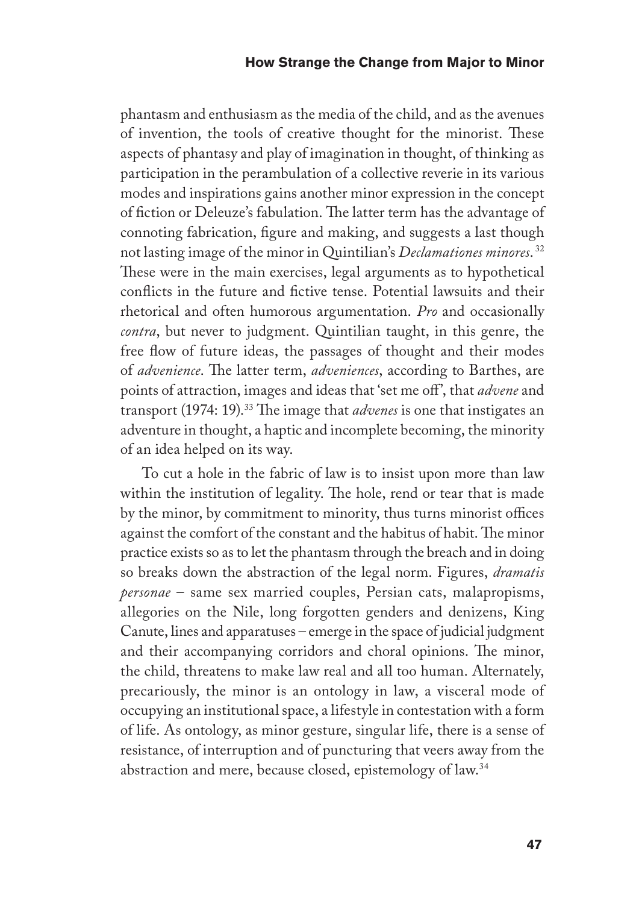phantasm and enthusiasm as the media of the child, and as the avenues of invention, the tools of creative thought for the minorist. These aspects of phantasy and play of imagination in thought, of thinking as participation in the perambulation of a collective reverie in its various modes and inspirations gains another minor expression in the concept of fiction or Deleuze's fabulation. The latter term has the advantage of connoting fabrication, figure and making, and suggests a last though not lasting image of the minor in Quintilian's *Declamationes minores*.[32] These were in the main exercises, legal arguments as to hypothetical conflicts in the future and fictive tense. Potential lawsuits and their rhetorical and often humorous argumentation. *Pro* and occasionally *contra*, but never to judgment. Quintilian taught, in this genre, the free flow of future ideas, the passages of thought and their modes of *advenience*. The latter term, *adveniences*, according to Barthes, are points of attraction, images and ideas that 'set me off', that *advene* and transport (1974: 19).[33] The image that *advenes* is one that instigates an adventure in thought, a haptic and incomplete becoming, the minority of an idea helped on its way.

To cut a hole in the fabric of law is to insist upon more than law within the institution of legality. The hole, rend or tear that is made by the minor, by commitment to minority, thus turns minorist offices against the comfort of the constant and the habitus of habit. The minor practice exists so as to let the phantasm through the breach and in doing so breaks down the abstraction of the legal norm. Figures, *dramatis personae* – same sex married couples, Persian cats, malapropisms, allegories on the Nile, long forgotten genders and denizens, King Canute, lines and apparatuses – emerge in the space of judicial judgment and their accompanying corridors and choral opinions. The minor, the child, threatens to make law real and all too human. Alternately, precariously, the minor is an ontology in law, a visceral mode of occupying an institutional space, a lifestyle in contestation with a form of life. As ontology, as minor gesture, singular life, there is a sense of resistance, of interruption and of puncturing that veers away from the abstraction and mere, because closed, epistemology of law.[34]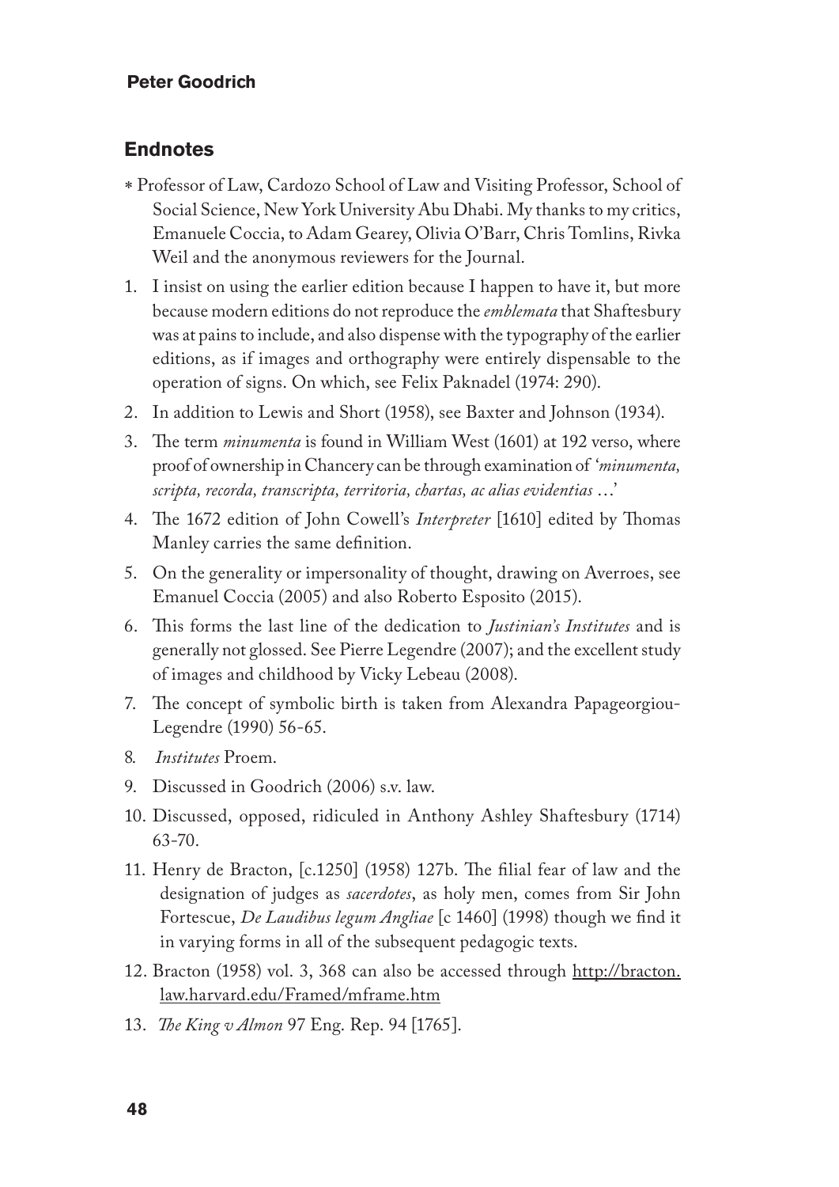## Endnotes

\* Professor of Law, Cardozo School of Law and Visiting Professor, School of Social Science, New York University Abu Dhabi. My thanks to my critics, Emanuele Coccia, to Adam Gearey, Olivia O'Barr, Chris Tomlins, Rivka Weil and the anonymous reviewers for the Journal.

1. I insist on using the earlier edition because I happen to have it, but more because modern editions do not reproduce the *emblemata* that Shaftesbury was at pains to include, and also dispense with the typography of the earlier editions, as if images and orthography were entirely dispensable to the operation of signs. On which, see Felix Paknadel (1974: 290).
2. In addition to Lewis and Short (1958), see Baxter and Johnson (1934).
3. The term *minumenta* is found in William West (1601) at 192 verso, where proof of ownership in Chancery can be through examination of '*minumenta, scripta, recorda, transcripta, territoria, chartas, ac alias evidentias* …'
4. The 1672 edition of John Cowell's *Interpreter* [1610] edited by Thomas Manley carries the same definition.
5. On the generality or impersonality of thought, drawing on Averroes, see Emanuel Coccia (2005) and also Roberto Esposito (2015).
6. This forms the last line of the dedication to *Justinian's Institutes* and is generally not glossed. See Pierre Legendre (2007); and the excellent study of images and childhood by Vicky Lebeau (2008).
7. The concept of symbolic birth is taken from Alexandra Papageorgiou-Legendre (1990) 56-65.
8. *Institutes* Proem.
9. Discussed in Goodrich (2006) s.v. law.
10. Discussed, opposed, ridiculed in Anthony Ashley Shaftesbury (1714) 63-70.
11. Henry de Bracton, [c.1250] (1958) 127b. The filial fear of law and the designation of judges as *sacerdotes*, as holy men, comes from Sir John Fortescue, *De Laudibus legum Angliae* [c 1460] (1998) though we find it in varying forms in all of the subsequent pedagogic texts.
12. Bracton (1958) vol. 3, 368 can also be accessed through http://bracton.law.harvard.edu/Framed/mframe.htm
13. *The King v Almon* 97 Eng. Rep. 94 [1765].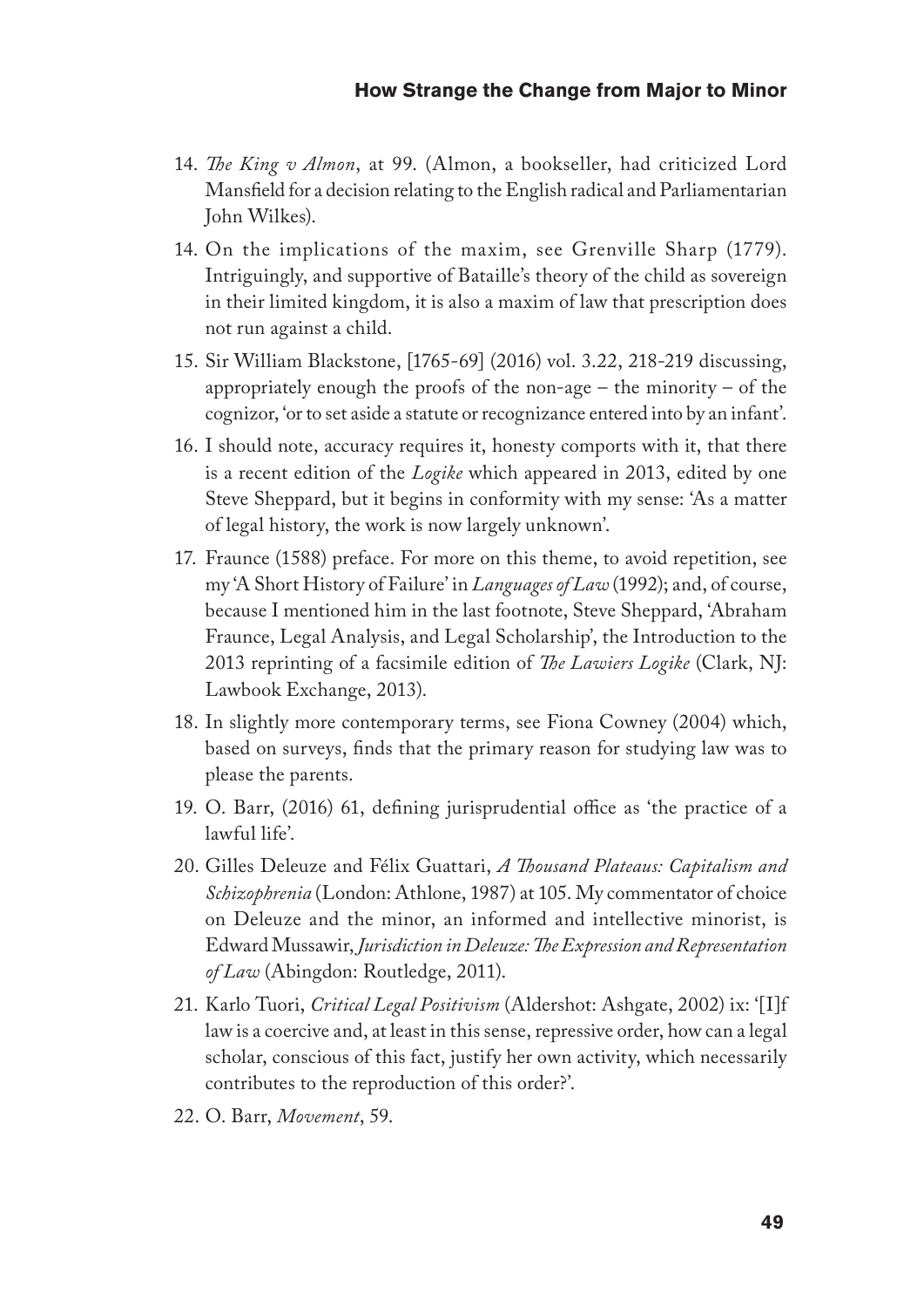14. *The King v Almon*, at 99. (Almon, a bookseller, had criticized Lord Mansfield for a decision relating to the English radical and Parliamentarian John Wilkes).

14. On the implications of the maxim, see Grenville Sharp (1779). Intriguingly, and supportive of Bataille's theory of the child as sovereign in their limited kingdom, it is also a maxim of law that prescription does not run against a child.

15. Sir William Blackstone, [1765-69] (2016) vol. 3.22, 218-219 discussing, appropriately enough the proofs of the non-age – the minority – of the cognizor, 'or to set aside a statute or recognizance entered into by an infant'.

16. I should note, accuracy requires it, honesty comports with it, that there is a recent edition of the *Logike* which appeared in 2013, edited by one Steve Sheppard, but it begins in conformity with my sense: 'As a matter of legal history, the work is now largely unknown'.

17. Fraunce (1588) preface. For more on this theme, to avoid repetition, see my 'A Short History of Failure' in *Languages of Law* (1992); and, of course, because I mentioned him in the last footnote, Steve Sheppard, 'Abraham Fraunce, Legal Analysis, and Legal Scholarship', the Introduction to the 2013 reprinting of a facsimile edition of *The Lawiers Logike* (Clark, NJ: Lawbook Exchange, 2013).

18. In slightly more contemporary terms, see Fiona Cowney (2004) which, based on surveys, finds that the primary reason for studying law was to please the parents.

19. O. Barr, (2016) 61, defining jurisprudential office as 'the practice of a lawful life'.

20. Gilles Deleuze and Félix Guattari, *A Thousand Plateaus: Capitalism and Schizophrenia* (London: Athlone, 1987) at 105. My commentator of choice on Deleuze and the minor, an informed and intellective minorist, is Edward Mussawir, *Jurisdiction in Deleuze: The Expression and Representation of Law* (Abingdon: Routledge, 2011).

21. Karlo Tuori, *Critical Legal Positivism* (Aldershot: Ashgate, 2002) ix: '[I]f law is a coercive and, at least in this sense, repressive order, how can a legal scholar, conscious of this fact, justify her own activity, which necessarily contributes to the reproduction of this order?'.

22. O. Barr, *Movement*, 59.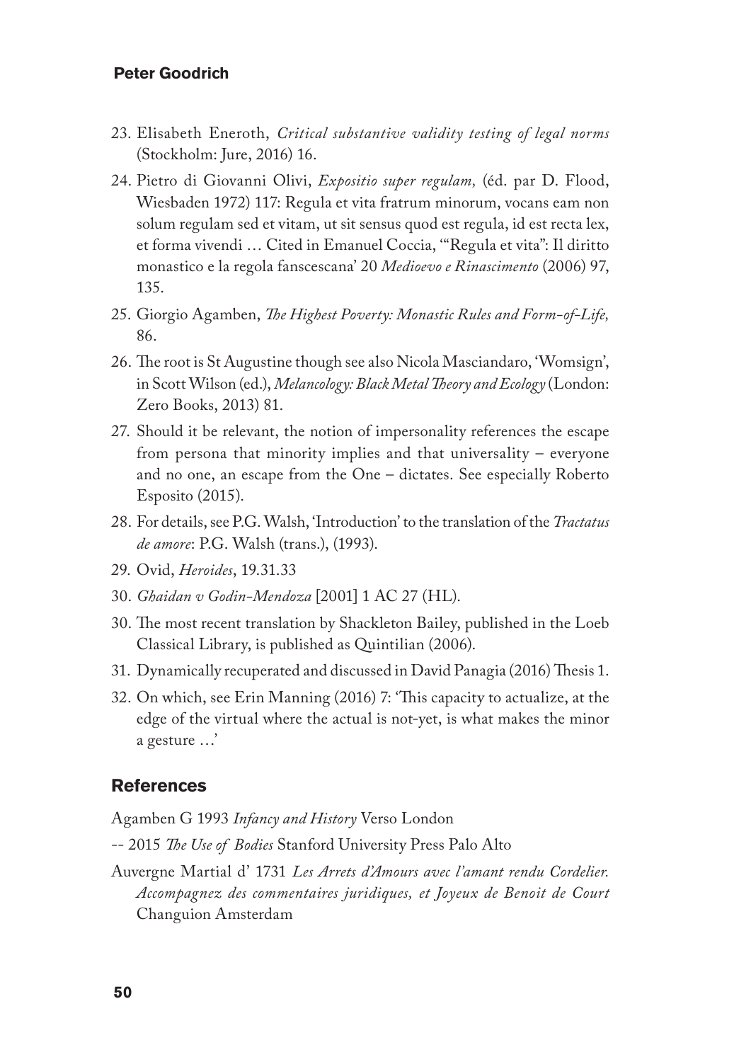23. Elisabeth Eneroth, *Critical substantive validity testing of legal norms* (Stockholm: Jure, 2016) 16.
24. Pietro di Giovanni Olivi, *Expositio super regulam,* (éd. par D. Flood, Wiesbaden 1972) 117: Regula et vita fratrum minorum, vocans eam non solum regulam sed et vitam, ut sit sensus quod est regula, id est recta lex, et forma vivendi … Cited in Emanuel Coccia, '"Regula et vita": Il diritto monastico e la regola fanscescana' 20 *Medioevo e Rinascimento* (2006) 97, 135.
25. Giorgio Agamben, *The Highest Poverty: Monastic Rules and Form-of-Life,* 86.
26. The root is St Augustine though see also Nicola Masciandaro, 'Womsign', in Scott Wilson (ed.), *Melancology: Black Metal Theory and Ecology* (London: Zero Books, 2013) 81.
27. Should it be relevant, the notion of impersonality references the escape from persona that minority implies and that universality – everyone and no one, an escape from the One – dictates. See especially Roberto Esposito (2015).
28. For details, see P.G. Walsh, 'Introduction' to the translation of the *Tractatus de amore*: P.G. Walsh (trans.), (1993).
29. Ovid, *Heroides*, 19.31.33
30. *Ghaidan v Godin-Mendoza* [2001] 1 AC 27 (HL).
30. The most recent translation by Shackleton Bailey, published in the Loeb Classical Library, is published as Quintilian (2006).
31. Dynamically recuperated and discussed in David Panagia (2016) Thesis 1.
32. On which, see Erin Manning (2016) 7: 'This capacity to actualize, at the edge of the virtual where the actual is not-yet, is what makes the minor a gesture …'

## References

Agamben G 1993 *Infancy and History* Verso London

-- 2015 *The Use of Bodies* Stanford University Press Palo Alto

Auvergne Martial d' 1731 *Les Arrets d'Amours avec l'amant rendu Cordelier. Accompagnez des commentaires juridiques, et Joyeux de Benoit de Court* Changuion Amsterdam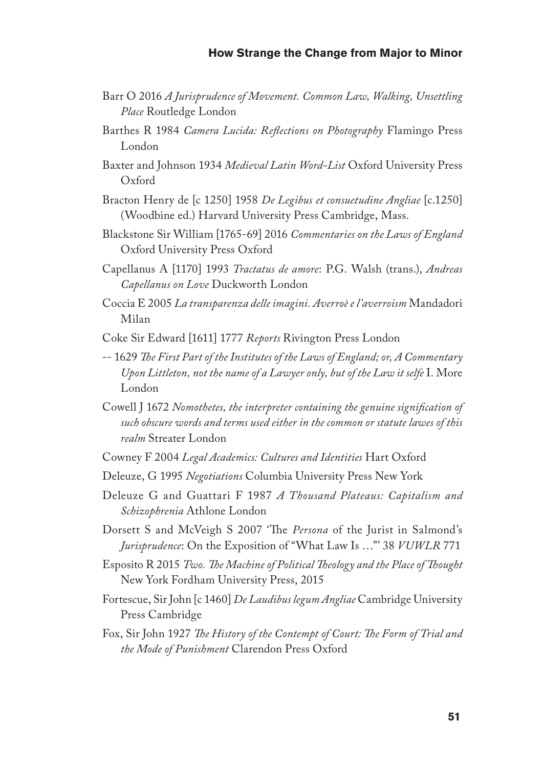Barr O 2016 *A Jurisprudence of Movement. Common Law, Walking, Unsettling Place* Routledge London

Barthes R 1984 *Camera Lucida: Reflections on Photography* Flamingo Press London

Baxter and Johnson 1934 *Medieval Latin Word-List* Oxford University Press Oxford

Bracton Henry de [c 1250] 1958 *De Legibus et consuetudine Angliae* [c.1250] (Woodbine ed.) Harvard University Press Cambridge, Mass.

Blackstone Sir William [1765-69] 2016 *Commentaries on the Laws of England* Oxford University Press Oxford

Capellanus A [1170] 1993 *Tractatus de amore*: P.G. Walsh (trans.), *Andreas Capellanus on Love* Duckworth London

Coccia E 2005 *La transparenza delle imagini. Averroè e l'averroism* Mandadori Milan

Coke Sir Edward [1611] 1777 *Reports* Rivington Press London

-- 1629 *The First Part of the Institutes of the Laws of England; or, A Commentary Upon Littleton, not the name of a Lawyer only, but of the Law it selfe* I. More London

Cowell J 1672 *Nomothetes, the interpreter containing the genuine signification of such obscure words and terms used either in the common or statute lawes of this realm* Streater London

Cowney F 2004 *Legal Academics: Cultures and Identities* Hart Oxford

Deleuze, G 1995 *Negotiations* Columbia University Press New York

Deleuze G and Guattari F 1987 *A Thousand Plateaus: Capitalism and Schizophrenia* Athlone London

Dorsett S and McVeigh S 2007 'The *Persona* of the Jurist in Salmond's *Jurisprudence*: On the Exposition of "What Law Is …"' 38 *VUWLR* 771

Esposito R 2015 *Two. The Machine of Political Theology and the Place of Thought* New York Fordham University Press, 2015

Fortescue, Sir John [c 1460] *De Laudibus legum Angliae* Cambridge University Press Cambridge

Fox, Sir John 1927 *The History of the Contempt of Court: The Form of Trial and the Mode of Punishment* Clarendon Press Oxford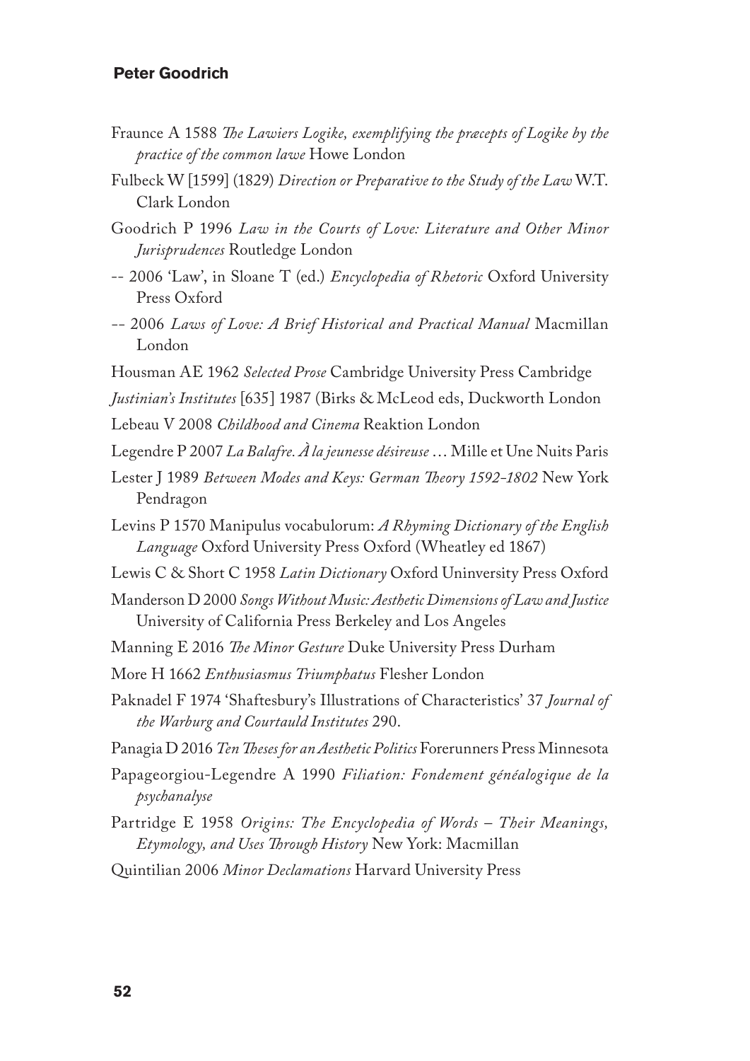Fraunce A 1588 *The Lawiers Logike, exemplifying the præcepts of Logike by the practice of the common lawe* Howe London

Fulbeck W [1599] (1829) *Direction or Preparative to the Study of the Law* W.T. Clark London

Goodrich P 1996 *Law in the Courts of Love: Literature and Other Minor Jurisprudences* Routledge London

-- 2006 'Law', in Sloane T (ed.) *Encyclopedia of Rhetoric* Oxford University Press Oxford

-- 2006 *Laws of Love: A Brief Historical and Practical Manual* Macmillan London

Housman AE 1962 *Selected Prose* Cambridge University Press Cambridge

*Justinian's Institutes* [635] 1987 (Birks & McLeod eds, Duckworth London

Lebeau V 2008 *Childhood and Cinema* Reaktion London

Legendre P 2007 *La Balafre. À la jeunesse désireuse* … Mille et Une Nuits Paris

Lester J 1989 *Between Modes and Keys: German Theory 1592-1802* New York Pendragon

Levins P 1570 Manipulus vocabulorum: *A Rhyming Dictionary of the English Language* Oxford University Press Oxford (Wheatley ed 1867)

Lewis C & Short C 1958 *Latin Dictionary* Oxford Uninversity Press Oxford

Manderson D 2000 *Songs Without Music: Aesthetic Dimensions of Law and Justice* University of California Press Berkeley and Los Angeles

Manning E 2016 *The Minor Gesture* Duke University Press Durham

More H 1662 *Enthusiasmus Triumphatus* Flesher London

Paknadel F 1974 'Shaftesbury's Illustrations of Characteristics' 37 *Journal of the Warburg and Courtauld Institutes* 290.

Panagia D 2016 *Ten Theses for an Aesthetic Politics* Forerunners Press Minnesota

Papageorgiou-Legendre A 1990 *Filiation: Fondement généalogique de la psychanalyse*

Partridge E 1958 *Origins: The Encyclopedia of Words – Their Meanings, Etymology, and Uses Through History* New York: Macmillan

Quintilian 2006 *Minor Declamations* Harvard University Press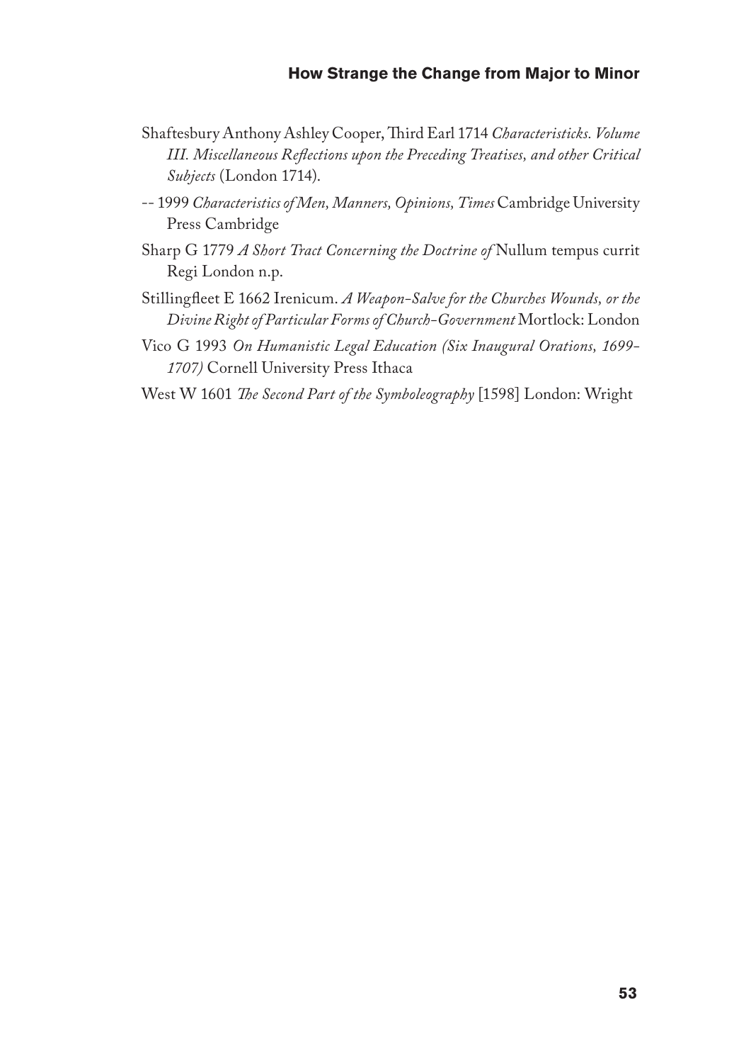Shaftesbury Anthony Ashley Cooper, Third Earl 1714 *Characteristicks. Volume III. Miscellaneous Reflections upon the Preceding Treatises, and other Critical Subjects* (London 1714).

-- 1999 *Characteristics of Men, Manners, Opinions, Times* Cambridge University Press Cambridge

Sharp G 1779 *A Short Tract Concerning the Doctrine of* Nullum tempus currit Regi London n.p.

Stillingfleet E 1662 Irenicum. *A Weapon-Salve for the Churches Wounds, or the Divine Right of Particular Forms of Church-Government* Mortlock: London

Vico G 1993 *On Humanistic Legal Education (Six Inaugural Orations, 1699-1707)* Cornell University Press Ithaca

West W 1601 *The Second Part of the Symboleography* [1598] London: Wright